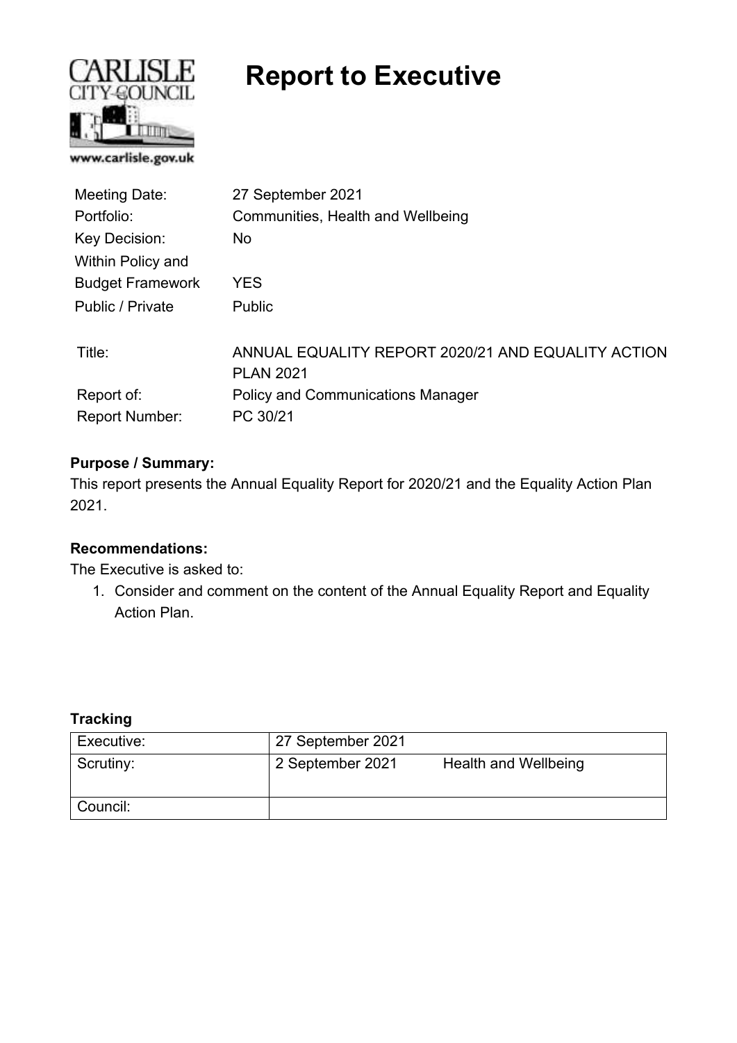# Report to Executive

| | |
|---|---|
| Meeting Date: | 27 September 2021 |
| Portfolio: | Communities, Health and Wellbeing |
| Key Decision: | No |
| Within Policy and Budget Framework | YES |
| Public / Private | Public |
| Title: | ANNUAL EQUALITY REPORT 2020/21 AND EQUALITY ACTION PLAN 2021 |
| Report of: | Policy and Communications Manager |
| Report Number: | PC 30/21 |

**Purpose / Summary:**
This report presents the Annual Equality Report for 2020/21 and the Equality Action Plan 2021.

**Recommendations:**
The Executive is asked to:

1. Consider and comment on the content of the Annual Equality Report and Equality Action Plan.

**Tracking**

| | | |
|---|---|---|
| Executive: | 27 September 2021 | |
| Scrutiny: | 2 September 2021 | Health and Wellbeing |
| Council: | | |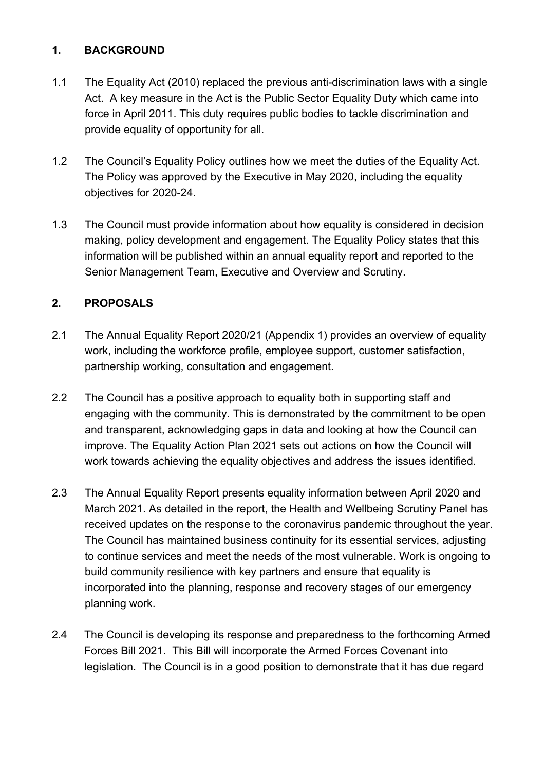## 1. BACKGROUND

1.1 The Equality Act (2010) replaced the previous anti-discrimination laws with a single Act. A key measure in the Act is the Public Sector Equality Duty which came into force in April 2011. This duty requires public bodies to tackle discrimination and provide equality of opportunity for all.

1.2 The Council's Equality Policy outlines how we meet the duties of the Equality Act. The Policy was approved by the Executive in May 2020, including the equality objectives for 2020-24.

1.3 The Council must provide information about how equality is considered in decision making, policy development and engagement. The Equality Policy states that this information will be published within an annual equality report and reported to the Senior Management Team, Executive and Overview and Scrutiny.

## 2. PROPOSALS

2.1 The Annual Equality Report 2020/21 (Appendix 1) provides an overview of equality work, including the workforce profile, employee support, customer satisfaction, partnership working, consultation and engagement.

2.2 The Council has a positive approach to equality both in supporting staff and engaging with the community. This is demonstrated by the commitment to be open and transparent, acknowledging gaps in data and looking at how the Council can improve. The Equality Action Plan 2021 sets out actions on how the Council will work towards achieving the equality objectives and address the issues identified.

2.3 The Annual Equality Report presents equality information between April 2020 and March 2021. As detailed in the report, the Health and Wellbeing Scrutiny Panel has received updates on the response to the coronavirus pandemic throughout the year. The Council has maintained business continuity for its essential services, adjusting to continue services and meet the needs of the most vulnerable. Work is ongoing to build community resilience with key partners and ensure that equality is incorporated into the planning, response and recovery stages of our emergency planning work.

2.4 The Council is developing its response and preparedness to the forthcoming Armed Forces Bill 2021. This Bill will incorporate the Armed Forces Covenant into legislation. The Council is in a good position to demonstrate that it has due regard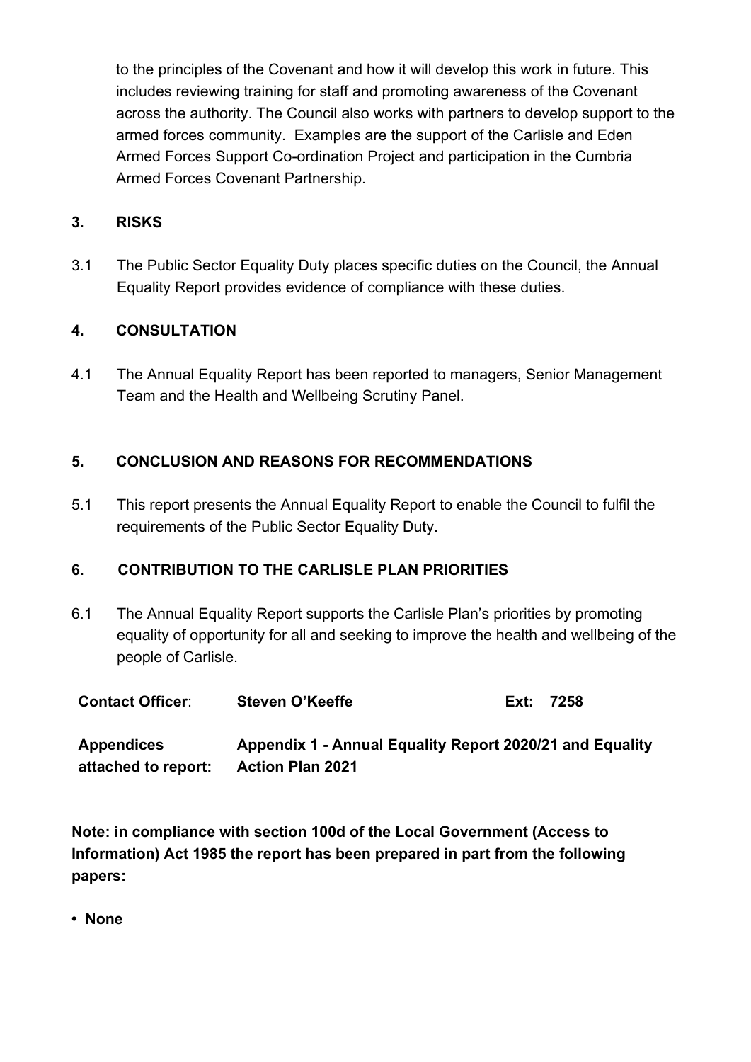to the principles of the Covenant and how it will develop this work in future. This includes reviewing training for staff and promoting awareness of the Covenant across the authority. The Council also works with partners to develop support to the armed forces community. Examples are the support of the Carlisle and Eden Armed Forces Support Co-ordination Project and participation in the Cumbria Armed Forces Covenant Partnership.

## 3. RISKS

3.1 The Public Sector Equality Duty places specific duties on the Council, the Annual Equality Report provides evidence of compliance with these duties.

## 4. CONSULTATION

4.1 The Annual Equality Report has been reported to managers, Senior Management Team and the Health and Wellbeing Scrutiny Panel.

## 5. CONCLUSION AND REASONS FOR RECOMMENDATIONS

5.1 This report presents the Annual Equality Report to enable the Council to fulfil the requirements of the Public Sector Equality Duty.

## 6. CONTRIBUTION TO THE CARLISLE PLAN PRIORITIES

6.1 The Annual Equality Report supports the Carlisle Plan's priorities by promoting equality of opportunity for all and seeking to improve the health and wellbeing of the people of Carlisle.

| **Contact Officer**: | **Steven O'Keeffe** | **Ext: 7258** |
|---|---|---|
| **Appendices attached to report:** | **Appendix 1 - Annual Equality Report 2020/21 and Equality Action Plan 2021** | |

**Note: in compliance with section 100d of the Local Government (Access to Information) Act 1985 the report has been prepared in part from the following papers:**

- **None**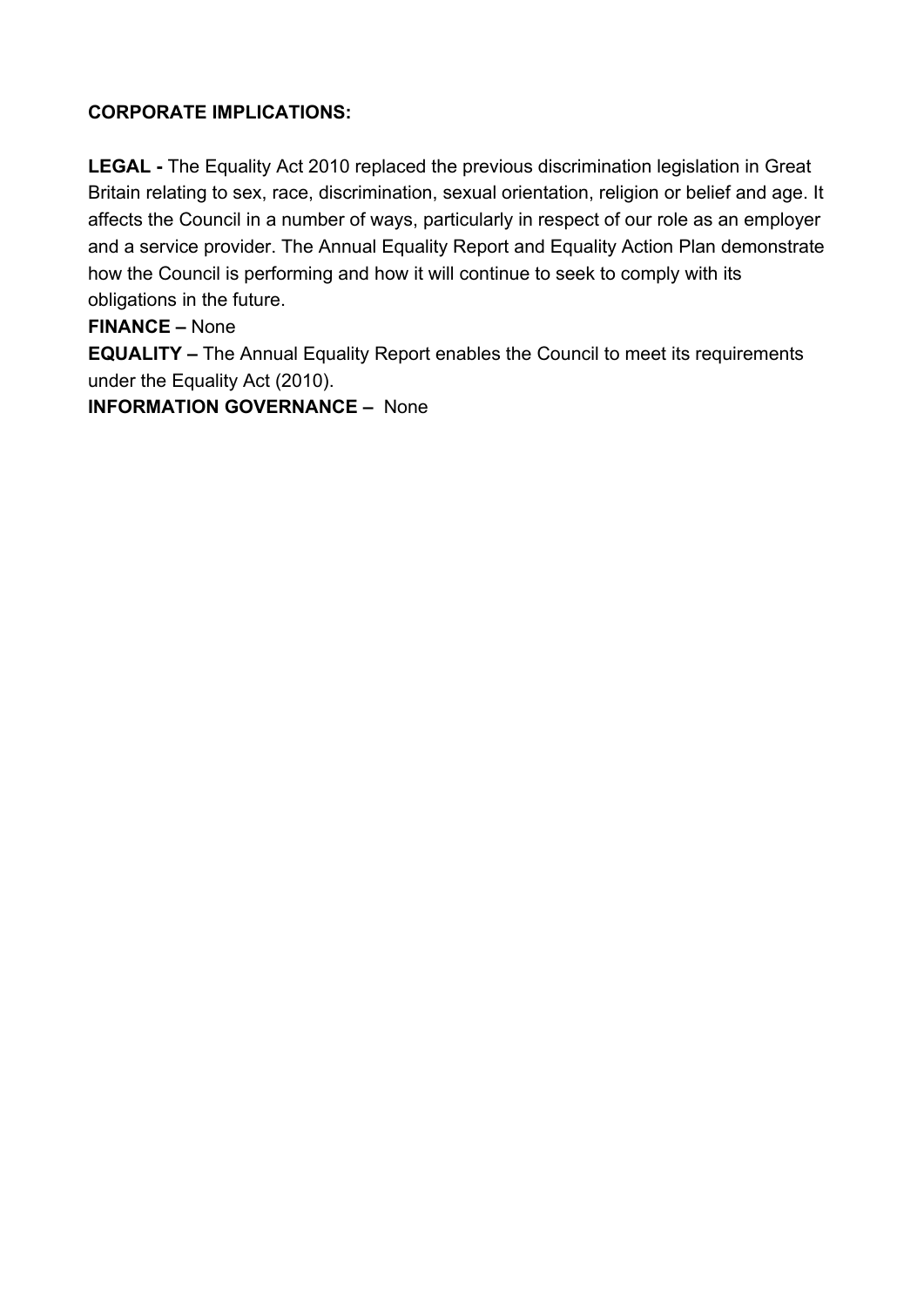**CORPORATE IMPLICATIONS:**

**LEGAL -** The Equality Act 2010 replaced the previous discrimination legislation in Great Britain relating to sex, race, discrimination, sexual orientation, religion or belief and age. It affects the Council in a number of ways, particularly in respect of our role as an employer and a service provider. The Annual Equality Report and Equality Action Plan demonstrate how the Council is performing and how it will continue to seek to comply with its obligations in the future.

**FINANCE –** None

**EQUALITY –** The Annual Equality Report enables the Council to meet its requirements under the Equality Act (2010).

**INFORMATION GOVERNANCE –** None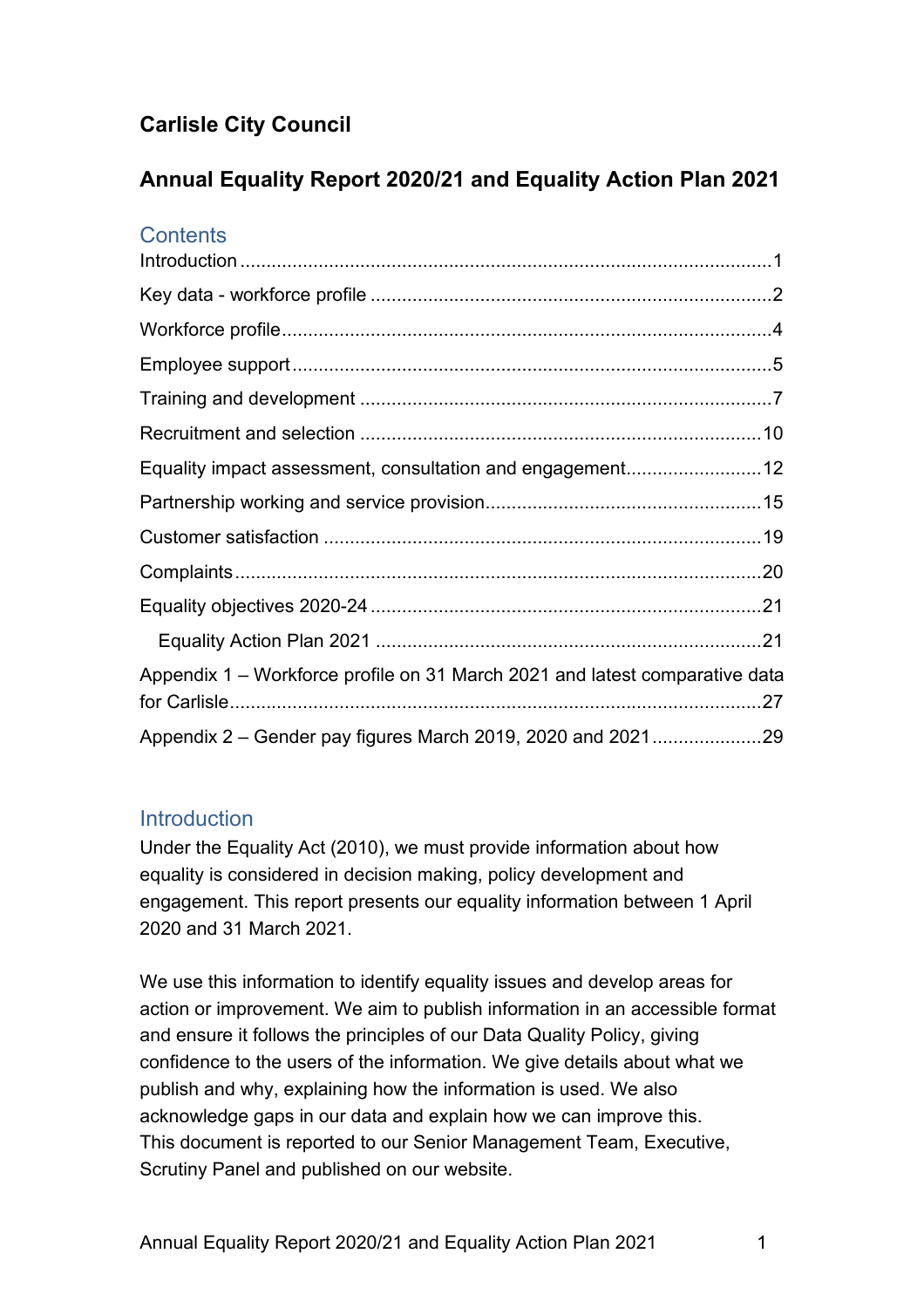**Carlisle City Council**

# Annual Equality Report 2020/21 and Equality Action Plan 2021

## Contents

Introduction ..................................................................................................1

Key data - workforce profile ..........................................................................2

Workforce profile ...........................................................................................4

Employee support ..........................................................................................5

Training and development .............................................................................7

Recruitment and selection ...........................................................................10

Equality impact assessment, consultation and engagement.........................12

Partnership working and service provision...................................................15

Customer satisfaction ..................................................................................19

Complaints ...................................................................................................20

Equality objectives 2020-24 .........................................................................21

  Equality Action Plan 2021 .........................................................................21

Appendix 1 – Workforce profile on 31 March 2021 and latest comparative data for Carlisle..................................................................................................27

Appendix 2 – Gender pay figures March 2019, 2020 and 2021....................29

## Introduction

Under the Equality Act (2010), we must provide information about how equality is considered in decision making, policy development and engagement. This report presents our equality information between 1 April 2020 and 31 March 2021.

We use this information to identify equality issues and develop areas for action or improvement. We aim to publish information in an accessible format and ensure it follows the principles of our Data Quality Policy, giving confidence to the users of the information. We give details about what we publish and why, explaining how the information is used. We also acknowledge gaps in our data and explain how we can improve this. This document is reported to our Senior Management Team, Executive, Scrutiny Panel and published on our website.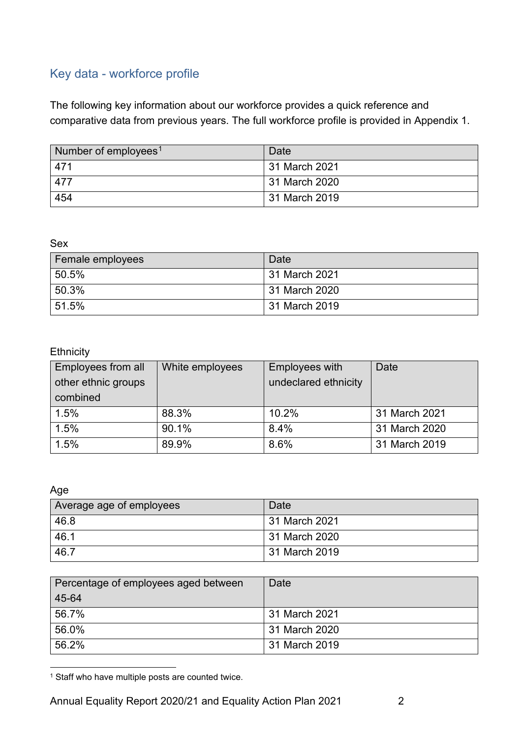## Key data - workforce profile

The following key information about our workforce provides a quick reference and comparative data from previous years. The full workforce profile is provided in Appendix 1.

| Number of employees[1] | Date |
|---|---|
| 471 | 31 March 2021 |
| 477 | 31 March 2020 |
| 454 | 31 March 2019 |

Sex

| Female employees | Date |
|---|---|
| 50.5% | 31 March 2021 |
| 50.3% | 31 March 2020 |
| 51.5% | 31 March 2019 |

Ethnicity

| Employees from all other ethnic groups combined | White employees | Employees with undeclared ethnicity | Date |
|---|---|---|---|
| 1.5% | 88.3% | 10.2% | 31 March 2021 |
| 1.5% | 90.1% | 8.4% | 31 March 2020 |
| 1.5% | 89.9% | 8.6% | 31 March 2019 |

Age

| Average age of employees | Date |
|---|---|
| 46.8 | 31 March 2021 |
| 46.1 | 31 March 2020 |
| 46.7 | 31 March 2019 |

| Percentage of employees aged between 45-64 | Date |
|---|---|
| 56.7% | 31 March 2021 |
| 56.0% | 31 March 2020 |
| 56.2% | 31 March 2019 |

[1] Staff who have multiple posts are counted twice.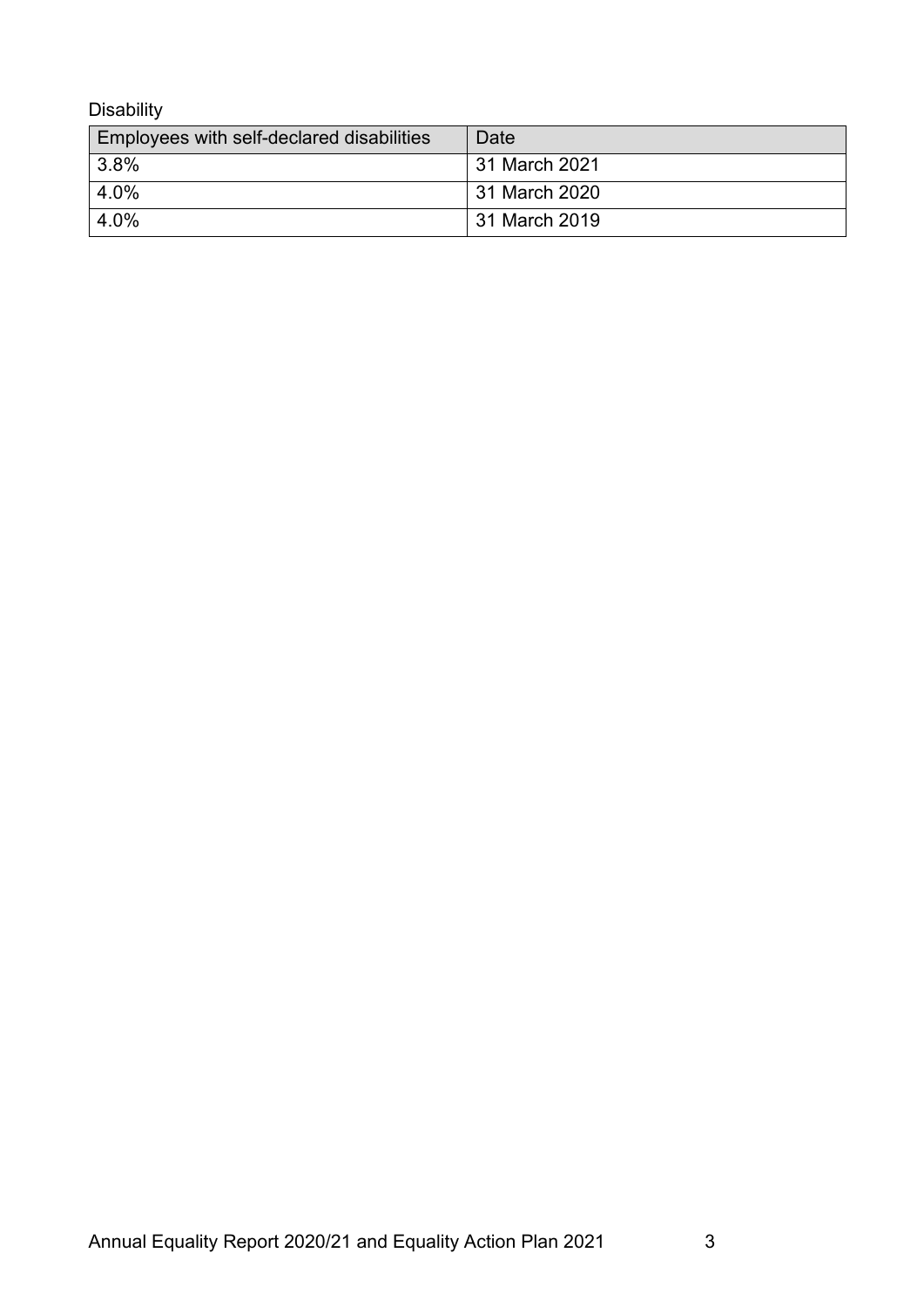Disability

| Employees with self-declared disabilities | Date |
| --- | --- |
| 3.8% | 31 March 2021 |
| 4.0% | 31 March 2020 |
| 4.0% | 31 March 2019 |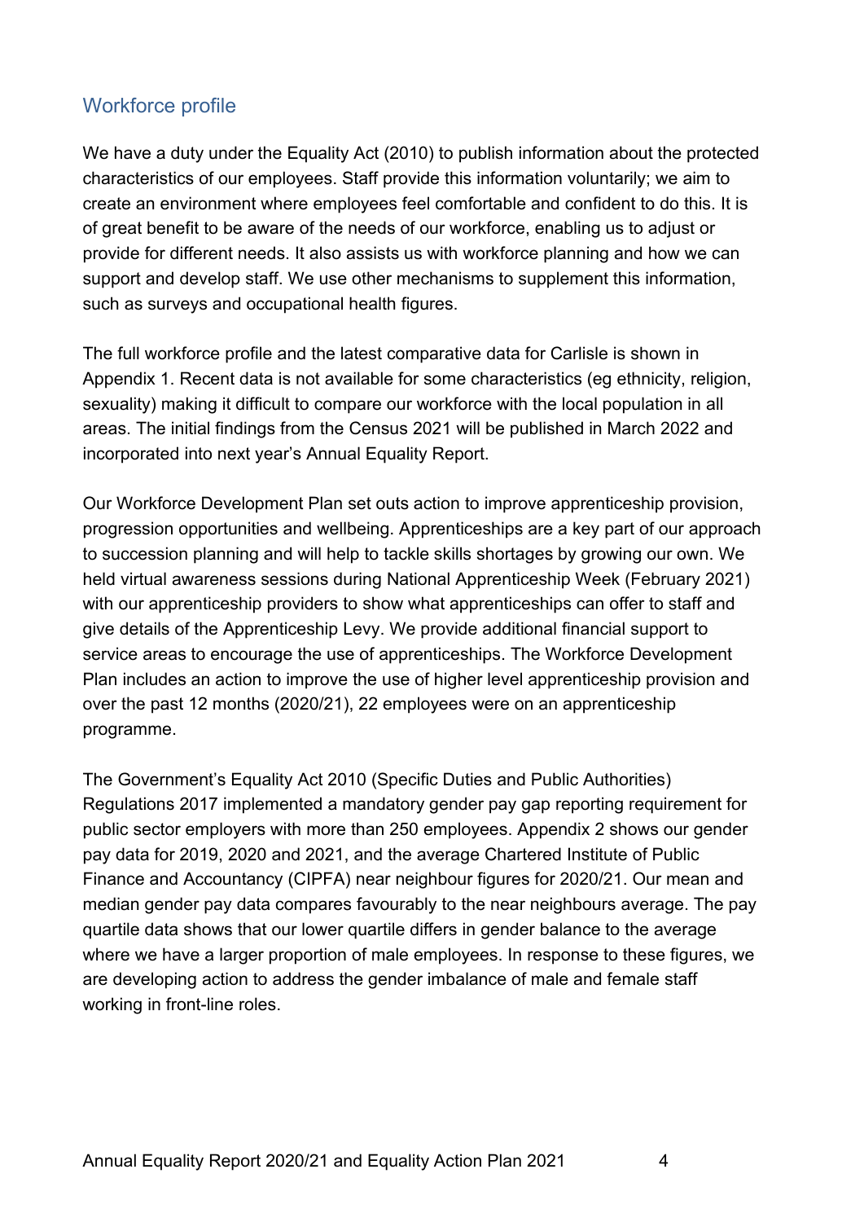## Workforce profile

We have a duty under the Equality Act (2010) to publish information about the protected characteristics of our employees. Staff provide this information voluntarily; we aim to create an environment where employees feel comfortable and confident to do this. It is of great benefit to be aware of the needs of our workforce, enabling us to adjust or provide for different needs. It also assists us with workforce planning and how we can support and develop staff. We use other mechanisms to supplement this information, such as surveys and occupational health figures.

The full workforce profile and the latest comparative data for Carlisle is shown in Appendix 1. Recent data is not available for some characteristics (eg ethnicity, religion, sexuality) making it difficult to compare our workforce with the local population in all areas. The initial findings from the Census 2021 will be published in March 2022 and incorporated into next year's Annual Equality Report.

Our Workforce Development Plan set outs action to improve apprenticeship provision, progression opportunities and wellbeing. Apprenticeships are a key part of our approach to succession planning and will help to tackle skills shortages by growing our own. We held virtual awareness sessions during National Apprenticeship Week (February 2021) with our apprenticeship providers to show what apprenticeships can offer to staff and give details of the Apprenticeship Levy. We provide additional financial support to service areas to encourage the use of apprenticeships. The Workforce Development Plan includes an action to improve the use of higher level apprenticeship provision and over the past 12 months (2020/21), 22 employees were on an apprenticeship programme.

The Government's Equality Act 2010 (Specific Duties and Public Authorities) Regulations 2017 implemented a mandatory gender pay gap reporting requirement for public sector employers with more than 250 employees. Appendix 2 shows our gender pay data for 2019, 2020 and 2021, and the average Chartered Institute of Public Finance and Accountancy (CIPFA) near neighbour figures for 2020/21. Our mean and median gender pay data compares favourably to the near neighbours average. The pay quartile data shows that our lower quartile differs in gender balance to the average where we have a larger proportion of male employees. In response to these figures, we are developing action to address the gender imbalance of male and female staff working in front-line roles.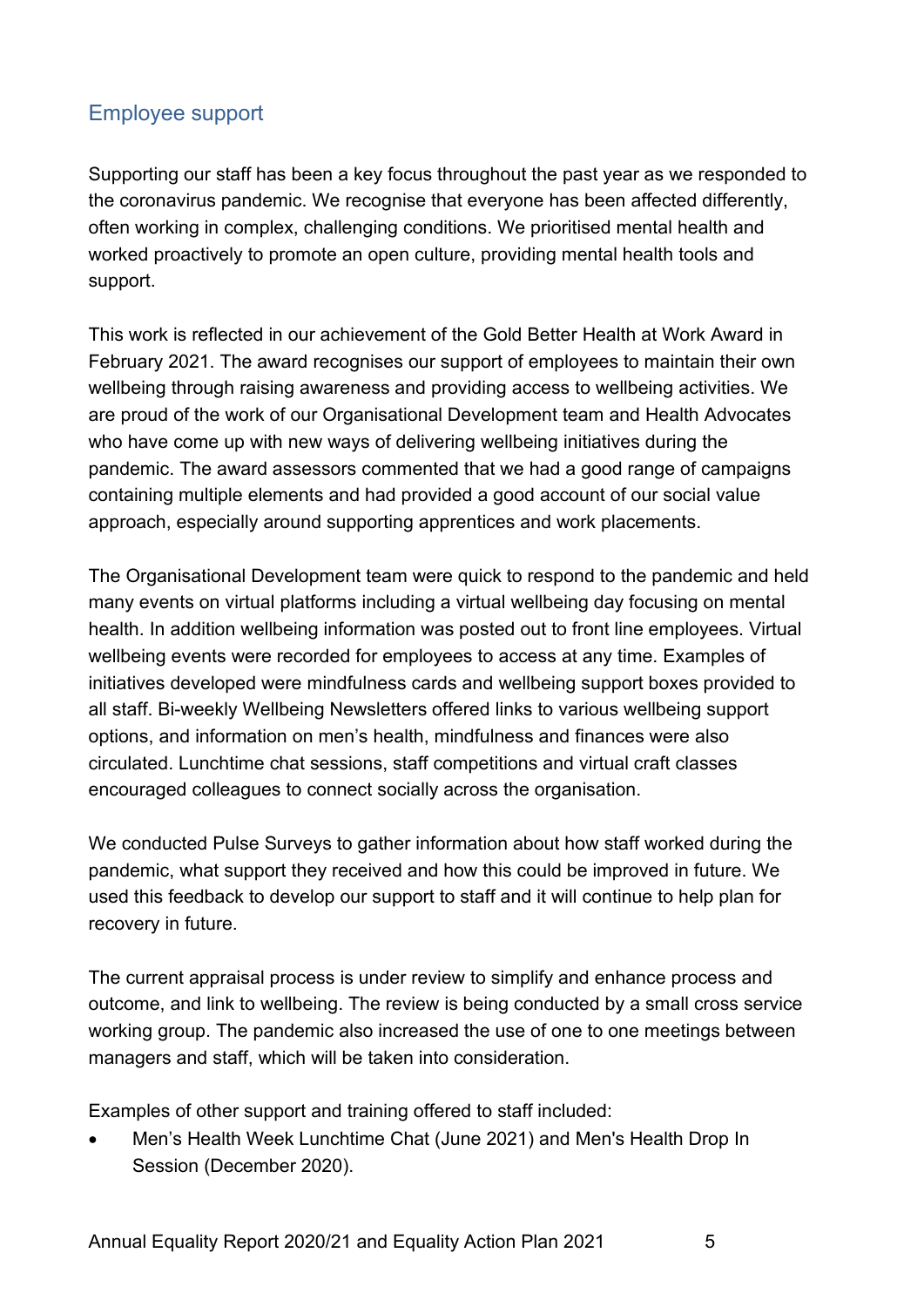## Employee support

Supporting our staff has been a key focus throughout the past year as we responded to the coronavirus pandemic. We recognise that everyone has been affected differently, often working in complex, challenging conditions. We prioritised mental health and worked proactively to promote an open culture, providing mental health tools and support.

This work is reflected in our achievement of the Gold Better Health at Work Award in February 2021. The award recognises our support of employees to maintain their own wellbeing through raising awareness and providing access to wellbeing activities. We are proud of the work of our Organisational Development team and Health Advocates who have come up with new ways of delivering wellbeing initiatives during the pandemic. The award assessors commented that we had a good range of campaigns containing multiple elements and had provided a good account of our social value approach, especially around supporting apprentices and work placements.

The Organisational Development team were quick to respond to the pandemic and held many events on virtual platforms including a virtual wellbeing day focusing on mental health. In addition wellbeing information was posted out to front line employees. Virtual wellbeing events were recorded for employees to access at any time. Examples of initiatives developed were mindfulness cards and wellbeing support boxes provided to all staff. Bi-weekly Wellbeing Newsletters offered links to various wellbeing support options, and information on men's health, mindfulness and finances were also circulated. Lunchtime chat sessions, staff competitions and virtual craft classes encouraged colleagues to connect socially across the organisation.

We conducted Pulse Surveys to gather information about how staff worked during the pandemic, what support they received and how this could be improved in future. We used this feedback to develop our support to staff and it will continue to help plan for recovery in future.

The current appraisal process is under review to simplify and enhance process and outcome, and link to wellbeing. The review is being conducted by a small cross service working group. The pandemic also increased the use of one to one meetings between managers and staff, which will be taken into consideration.

Examples of other support and training offered to staff included:

- Men's Health Week Lunchtime Chat (June 2021) and Men's Health Drop In Session (December 2020).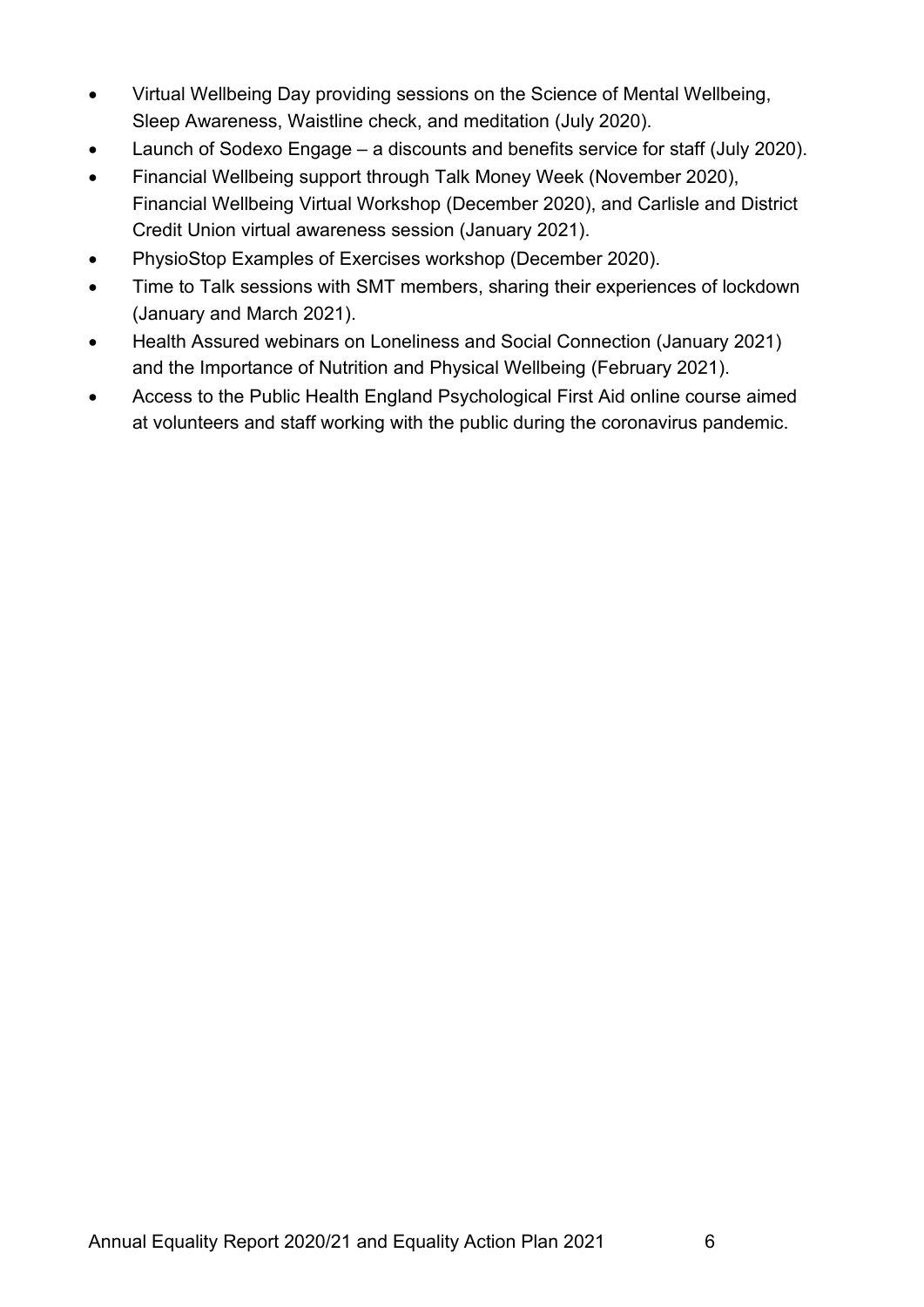- Virtual Wellbeing Day providing sessions on the Science of Mental Wellbeing, Sleep Awareness, Waistline check, and meditation (July 2020).
- Launch of Sodexo Engage – a discounts and benefits service for staff (July 2020).
- Financial Wellbeing support through Talk Money Week (November 2020), Financial Wellbeing Virtual Workshop (December 2020), and Carlisle and District Credit Union virtual awareness session (January 2021).
- PhysioStop Examples of Exercises workshop (December 2020).
- Time to Talk sessions with SMT members, sharing their experiences of lockdown (January and March 2021).
- Health Assured webinars on Loneliness and Social Connection (January 2021) and the Importance of Nutrition and Physical Wellbeing (February 2021).
- Access to the Public Health England Psychological First Aid online course aimed at volunteers and staff working with the public during the coronavirus pandemic.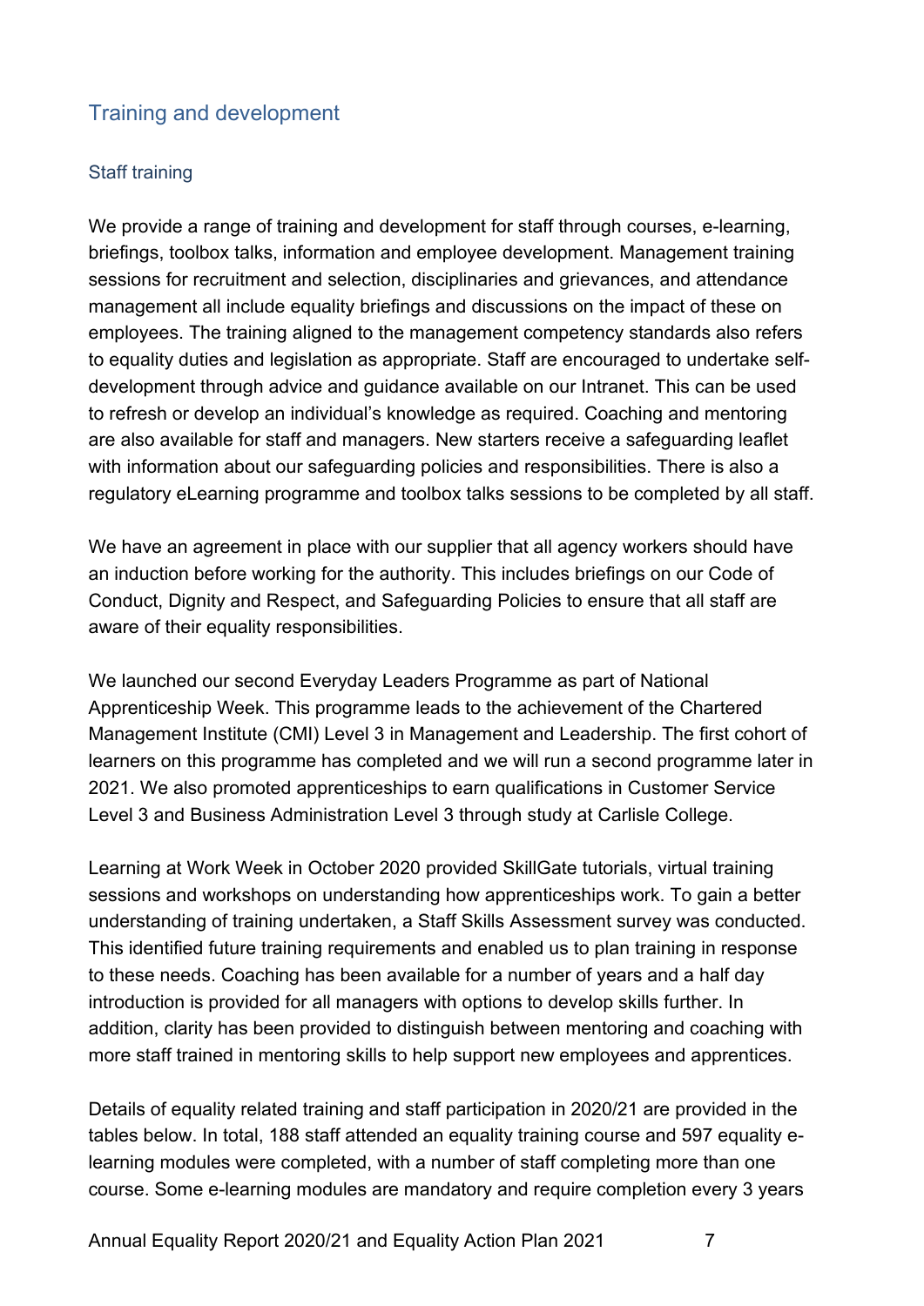## Training and development

### Staff training

We provide a range of training and development for staff through courses, e-learning, briefings, toolbox talks, information and employee development. Management training sessions for recruitment and selection, disciplinaries and grievances, and attendance management all include equality briefings and discussions on the impact of these on employees. The training aligned to the management competency standards also refers to equality duties and legislation as appropriate. Staff are encouraged to undertake self-development through advice and guidance available on our Intranet. This can be used to refresh or develop an individual's knowledge as required. Coaching and mentoring are also available for staff and managers. New starters receive a safeguarding leaflet with information about our safeguarding policies and responsibilities. There is also a regulatory eLearning programme and toolbox talks sessions to be completed by all staff.

We have an agreement in place with our supplier that all agency workers should have an induction before working for the authority. This includes briefings on our Code of Conduct, Dignity and Respect, and Safeguarding Policies to ensure that all staff are aware of their equality responsibilities.

We launched our second Everyday Leaders Programme as part of National Apprenticeship Week. This programme leads to the achievement of the Chartered Management Institute (CMI) Level 3 in Management and Leadership. The first cohort of learners on this programme has completed and we will run a second programme later in 2021. We also promoted apprenticeships to earn qualifications in Customer Service Level 3 and Business Administration Level 3 through study at Carlisle College.

Learning at Work Week in October 2020 provided SkillGate tutorials, virtual training sessions and workshops on understanding how apprenticeships work. To gain a better understanding of training undertaken, a Staff Skills Assessment survey was conducted. This identified future training requirements and enabled us to plan training in response to these needs. Coaching has been available for a number of years and a half day introduction is provided for all managers with options to develop skills further. In addition, clarity has been provided to distinguish between mentoring and coaching with more staff trained in mentoring skills to help support new employees and apprentices.

Details of equality related training and staff participation in 2020/21 are provided in the tables below. In total, 188 staff attended an equality training course and 597 equality e-learning modules were completed, with a number of staff completing more than one course. Some e-learning modules are mandatory and require completion every 3 years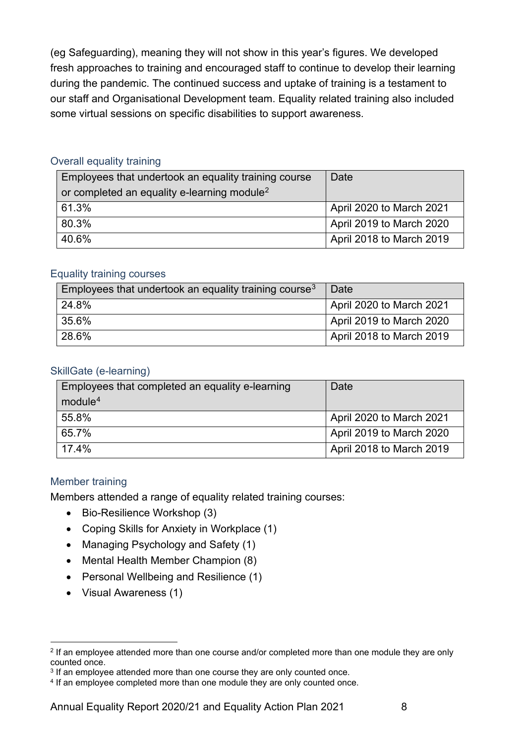(eg Safeguarding), meaning they will not show in this year's figures. We developed fresh approaches to training and encouraged staff to continue to develop their learning during the pandemic. The continued success and uptake of training is a testament to our staff and Organisational Development team. Equality related training also included some virtual sessions on specific disabilities to support awareness.

### Overall equality training

| Employees that undertook an equality training course or completed an equality e-learning module[2] | Date |
|---|---|
| 61.3% | April 2020 to March 2021 |
| 80.3% | April 2019 to March 2020 |
| 40.6% | April 2018 to March 2019 |

### Equality training courses

| Employees that undertook an equality training course[3] | Date |
|---|---|
| 24.8% | April 2020 to March 2021 |
| 35.6% | April 2019 to March 2020 |
| 28.6% | April 2018 to March 2019 |

### SkillGate (e-learning)

| Employees that completed an equality e-learning module[4] | Date |
|---|---|
| 55.8% | April 2020 to March 2021 |
| 65.7% | April 2019 to March 2020 |
| 17.4% | April 2018 to March 2019 |

### Member training

Members attended a range of equality related training courses:

- Bio-Resilience Workshop (3)
- Coping Skills for Anxiety in Workplace (1)
- Managing Psychology and Safety (1)
- Mental Health Member Champion (8)
- Personal Wellbeing and Resilience (1)
- Visual Awareness (1)

---

[2] If an employee attended more than one course and/or completed more than one module they are only counted once.

[3] If an employee attended more than one course they are only counted once.

[4] If an employee completed more than one module they are only counted once.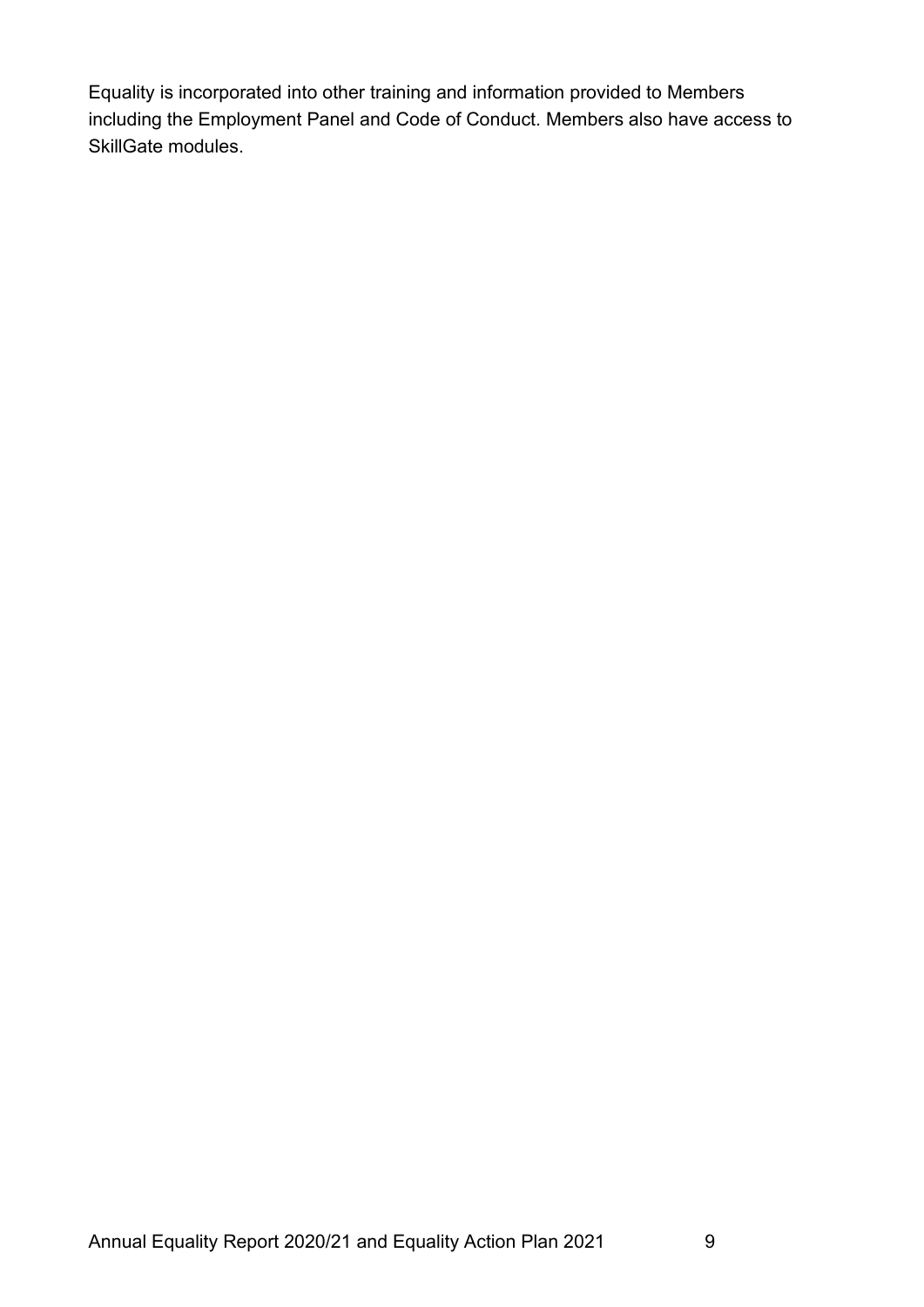Equality is incorporated into other training and information provided to Members including the Employment Panel and Code of Conduct. Members also have access to SkillGate modules.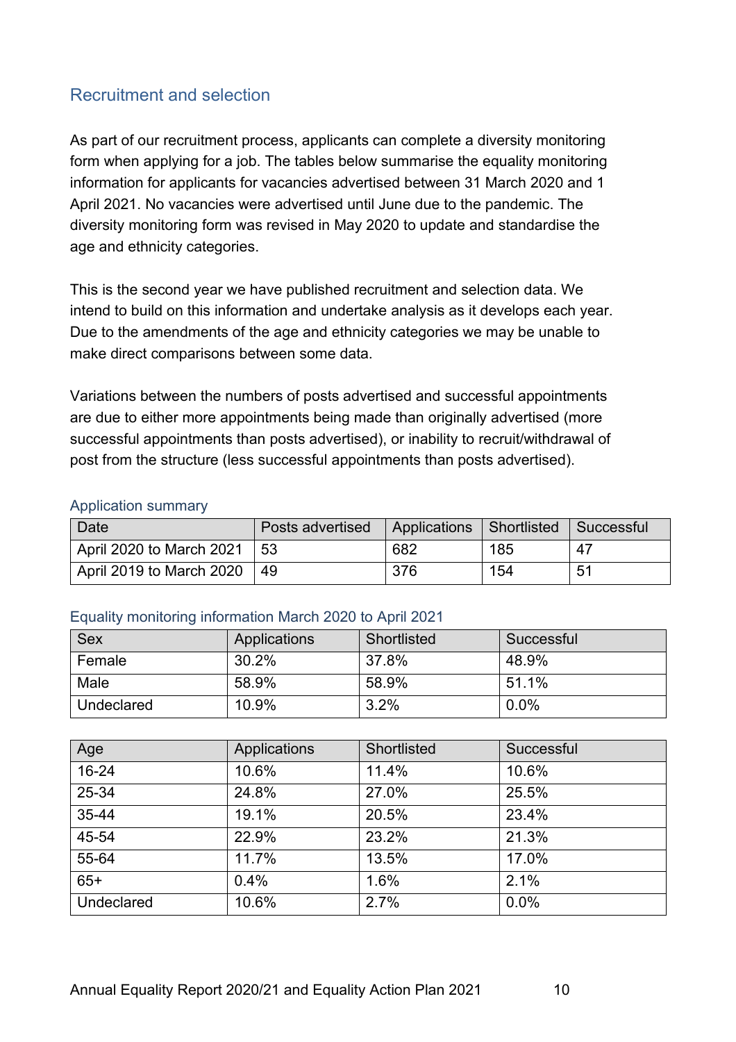## Recruitment and selection

As part of our recruitment process, applicants can complete a diversity monitoring form when applying for a job. The tables below summarise the equality monitoring information for applicants for vacancies advertised between 31 March 2020 and 1 April 2021. No vacancies were advertised until June due to the pandemic. The diversity monitoring form was revised in May 2020 to update and standardise the age and ethnicity categories.

This is the second year we have published recruitment and selection data. We intend to build on this information and undertake analysis as it develops each year. Due to the amendments of the age and ethnicity categories we may be unable to make direct comparisons between some data.

Variations between the numbers of posts advertised and successful appointments are due to either more appointments being made than originally advertised (more successful appointments than posts advertised), or inability to recruit/withdrawal of post from the structure (less successful appointments than posts advertised).

### Application summary

| Date | Posts advertised | Applications | Shortlisted | Successful |
|---|---|---|---|---|
| April 2020 to March 2021 | 53 | 682 | 185 | 47 |
| April 2019 to March 2020 | 49 | 376 | 154 | 51 |

### Equality monitoring information March 2020 to April 2021

| Sex | Applications | Shortlisted | Successful |
|---|---|---|---|
| Female | 30.2% | 37.8% | 48.9% |
| Male | 58.9% | 58.9% | 51.1% |
| Undeclared | 10.9% | 3.2% | 0.0% |

| Age | Applications | Shortlisted | Successful |
|---|---|---|---|
| 16-24 | 10.6% | 11.4% | 10.6% |
| 25-34 | 24.8% | 27.0% | 25.5% |
| 35-44 | 19.1% | 20.5% | 23.4% |
| 45-54 | 22.9% | 23.2% | 21.3% |
| 55-64 | 11.7% | 13.5% | 17.0% |
| 65+ | 0.4% | 1.6% | 2.1% |
| Undeclared | 10.6% | 2.7% | 0.0% |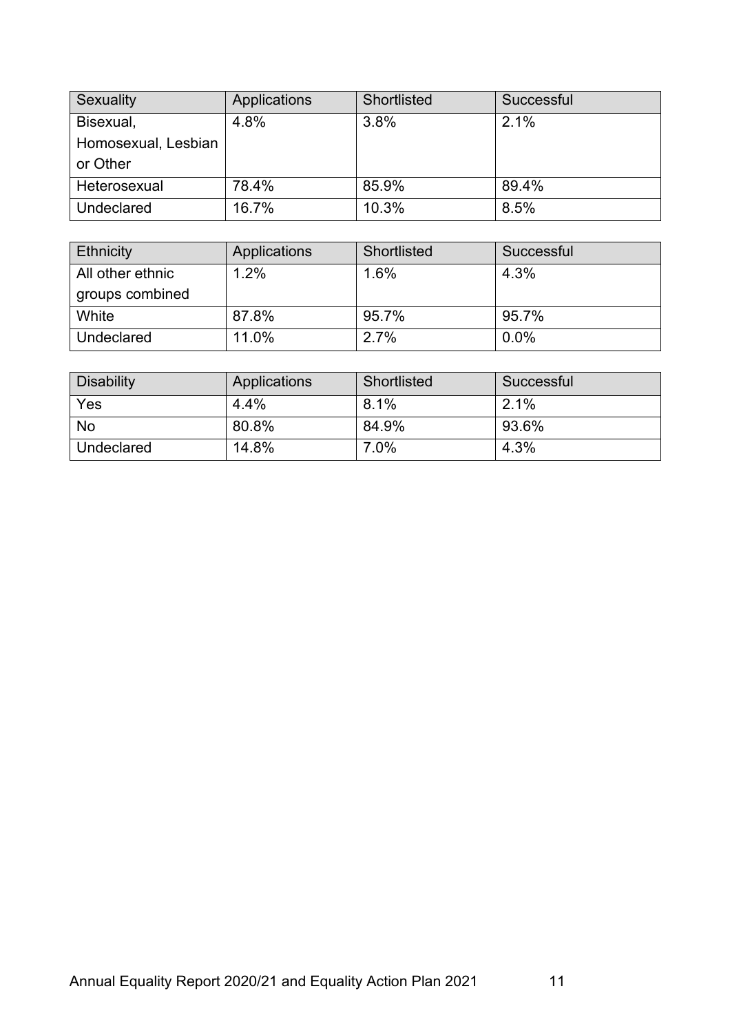| Sexuality | Applications | Shortlisted | Successful |
|---|---|---|---|
| Bisexual, Homosexual, Lesbian or Other | 4.8% | 3.8% | 2.1% |
| Heterosexual | 78.4% | 85.9% | 89.4% |
| Undeclared | 16.7% | 10.3% | 8.5% |

| Ethnicity | Applications | Shortlisted | Successful |
|---|---|---|---|
| All other ethnic groups combined | 1.2% | 1.6% | 4.3% |
| White | 87.8% | 95.7% | 95.7% |
| Undeclared | 11.0% | 2.7% | 0.0% |

| Disability | Applications | Shortlisted | Successful |
|---|---|---|---|
| Yes | 4.4% | 8.1% | 2.1% |
| No | 80.8% | 84.9% | 93.6% |
| Undeclared | 14.8% | 7.0% | 4.3% |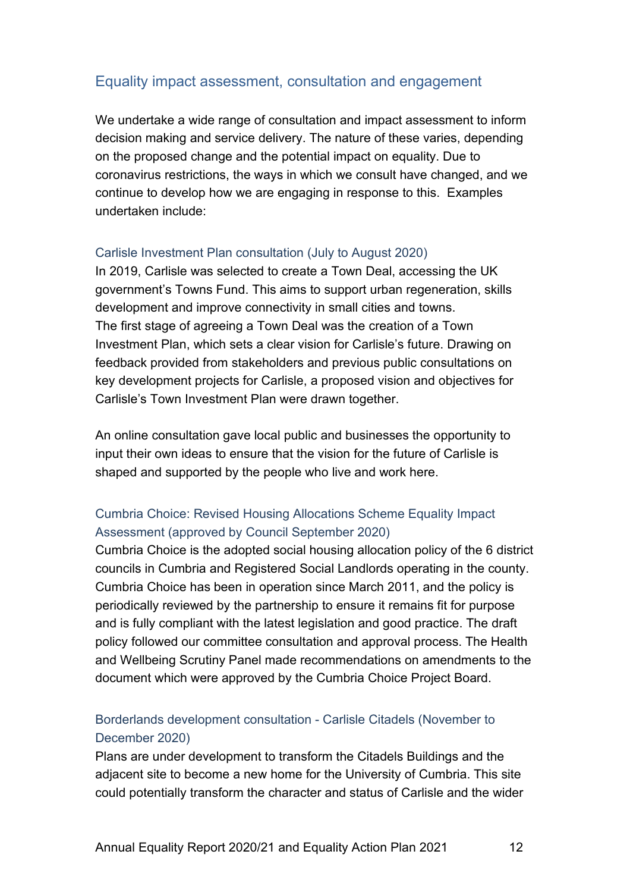## Equality impact assessment, consultation and engagement

We undertake a wide range of consultation and impact assessment to inform decision making and service delivery. The nature of these varies, depending on the proposed change and the potential impact on equality. Due to coronavirus restrictions, the ways in which we consult have changed, and we continue to develop how we are engaging in response to this. Examples undertaken include:

### Carlisle Investment Plan consultation (July to August 2020)

In 2019, Carlisle was selected to create a Town Deal, accessing the UK government's Towns Fund. This aims to support urban regeneration, skills development and improve connectivity in small cities and towns.
The first stage of agreeing a Town Deal was the creation of a Town Investment Plan, which sets a clear vision for Carlisle's future. Drawing on feedback provided from stakeholders and previous public consultations on key development projects for Carlisle, a proposed vision and objectives for Carlisle's Town Investment Plan were drawn together.

An online consultation gave local public and businesses the opportunity to input their own ideas to ensure that the vision for the future of Carlisle is shaped and supported by the people who live and work here.

### Cumbria Choice: Revised Housing Allocations Scheme Equality Impact Assessment (approved by Council September 2020)

Cumbria Choice is the adopted social housing allocation policy of the 6 district councils in Cumbria and Registered Social Landlords operating in the county. Cumbria Choice has been in operation since March 2011, and the policy is periodically reviewed by the partnership to ensure it remains fit for purpose and is fully compliant with the latest legislation and good practice. The draft policy followed our committee consultation and approval process. The Health and Wellbeing Scrutiny Panel made recommendations on amendments to the document which were approved by the Cumbria Choice Project Board.

### Borderlands development consultation - Carlisle Citadels (November to December 2020)

Plans are under development to transform the Citadels Buildings and the adjacent site to become a new home for the University of Cumbria. This site could potentially transform the character and status of Carlisle and the wider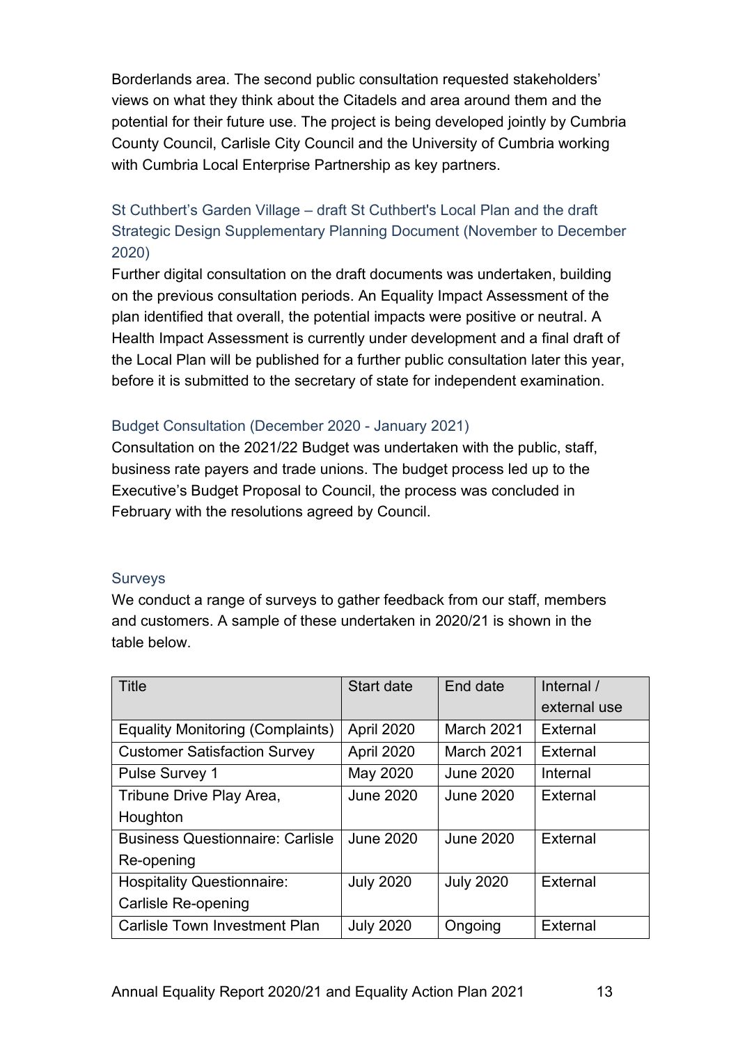Borderlands area. The second public consultation requested stakeholders' views on what they think about the Citadels and area around them and the potential for their future use. The project is being developed jointly by Cumbria County Council, Carlisle City Council and the University of Cumbria working with Cumbria Local Enterprise Partnership as key partners.

### St Cuthbert's Garden Village – draft St Cuthbert's Local Plan and the draft Strategic Design Supplementary Planning Document (November to December 2020)

Further digital consultation on the draft documents was undertaken, building on the previous consultation periods. An Equality Impact Assessment of the plan identified that overall, the potential impacts were positive or neutral. A Health Impact Assessment is currently under development and a final draft of the Local Plan will be published for a further public consultation later this year, before it is submitted to the secretary of state for independent examination.

### Budget Consultation (December 2020 - January 2021)

Consultation on the 2021/22 Budget was undertaken with the public, staff, business rate payers and trade unions. The budget process led up to the Executive's Budget Proposal to Council, the process was concluded in February with the resolutions agreed by Council.

### Surveys

We conduct a range of surveys to gather feedback from our staff, members and customers. A sample of these undertaken in 2020/21 is shown in the table below.

| Title | Start date | End date | Internal / external use |
|---|---|---|---|
| Equality Monitoring (Complaints) | April 2020 | March 2021 | External |
| Customer Satisfaction Survey | April 2020 | March 2021 | External |
| Pulse Survey 1 | May 2020 | June 2020 | Internal |
| Tribune Drive Play Area, Houghton | June 2020 | June 2020 | External |
| Business Questionnaire: Carlisle Re-opening | June 2020 | June 2020 | External |
| Hospitality Questionnaire: Carlisle Re-opening | July 2020 | July 2020 | External |
| Carlisle Town Investment Plan | July 2020 | Ongoing | External |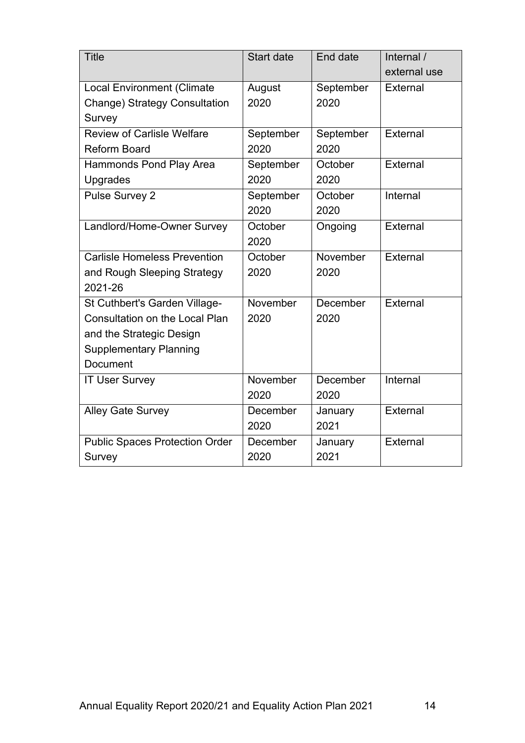| Title | Start date | End date | Internal / external use |
| --- | --- | --- | --- |
| Local Environment (Climate Change) Strategy Consultation Survey | August 2020 | September 2020 | External |
| Review of Carlisle Welfare Reform Board | September 2020 | September 2020 | External |
| Hammonds Pond Play Area Upgrades | September 2020 | October 2020 | External |
| Pulse Survey 2 | September 2020 | October 2020 | Internal |
| Landlord/Home-Owner Survey | October 2020 | Ongoing | External |
| Carlisle Homeless Prevention and Rough Sleeping Strategy 2021-26 | October 2020 | November 2020 | External |
| St Cuthbert's Garden Village- Consultation on the Local Plan and the Strategic Design Supplementary Planning Document | November 2020 | December 2020 | External |
| IT User Survey | November 2020 | December 2020 | Internal |
| Alley Gate Survey | December 2020 | January 2021 | External |
| Public Spaces Protection Order Survey | December 2020 | January 2021 | External |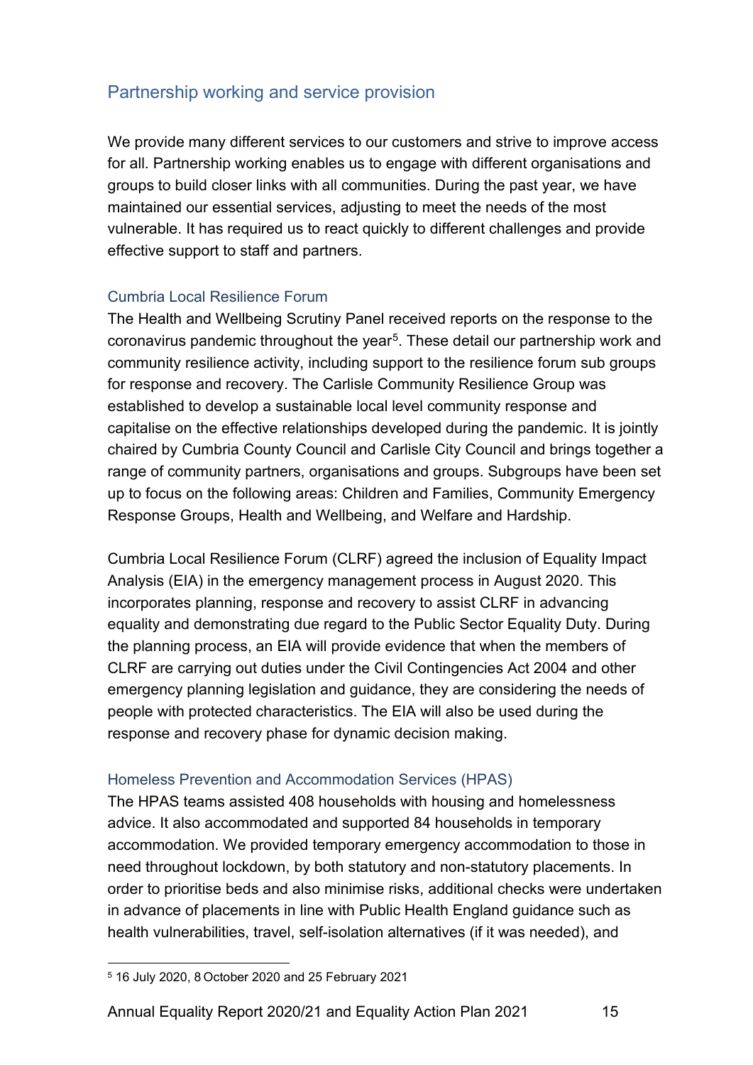## Partnership working and service provision

We provide many different services to our customers and strive to improve access for all. Partnership working enables us to engage with different organisations and groups to build closer links with all communities. During the past year, we have maintained our essential services, adjusting to meet the needs of the most vulnerable. It has required us to react quickly to different challenges and provide effective support to staff and partners.

### Cumbria Local Resilience Forum

The Health and Wellbeing Scrutiny Panel received reports on the response to the coronavirus pandemic throughout the year[5]. These detail our partnership work and community resilience activity, including support to the resilience forum sub groups for response and recovery. The Carlisle Community Resilience Group was established to develop a sustainable local level community response and capitalise on the effective relationships developed during the pandemic. It is jointly chaired by Cumbria County Council and Carlisle City Council and brings together a range of community partners, organisations and groups. Subgroups have been set up to focus on the following areas: Children and Families, Community Emergency Response Groups, Health and Wellbeing, and Welfare and Hardship.

Cumbria Local Resilience Forum (CLRF) agreed the inclusion of Equality Impact Analysis (EIA) in the emergency management process in August 2020. This incorporates planning, response and recovery to assist CLRF in advancing equality and demonstrating due regard to the Public Sector Equality Duty. During the planning process, an EIA will provide evidence that when the members of CLRF are carrying out duties under the Civil Contingencies Act 2004 and other emergency planning legislation and guidance, they are considering the needs of people with protected characteristics. The EIA will also be used during the response and recovery phase for dynamic decision making.

### Homeless Prevention and Accommodation Services (HPAS)

The HPAS teams assisted 408 households with housing and homelessness advice. It also accommodated and supported 84 households in temporary accommodation. We provided temporary emergency accommodation to those in need throughout lockdown, by both statutory and non-statutory placements. In order to prioritise beds and also minimise risks, additional checks were undertaken in advance of placements in line with Public Health England guidance such as health vulnerabilities, travel, self-isolation alternatives (if it was needed), and

[5] 16 July 2020, 8 October 2020 and 25 February 2021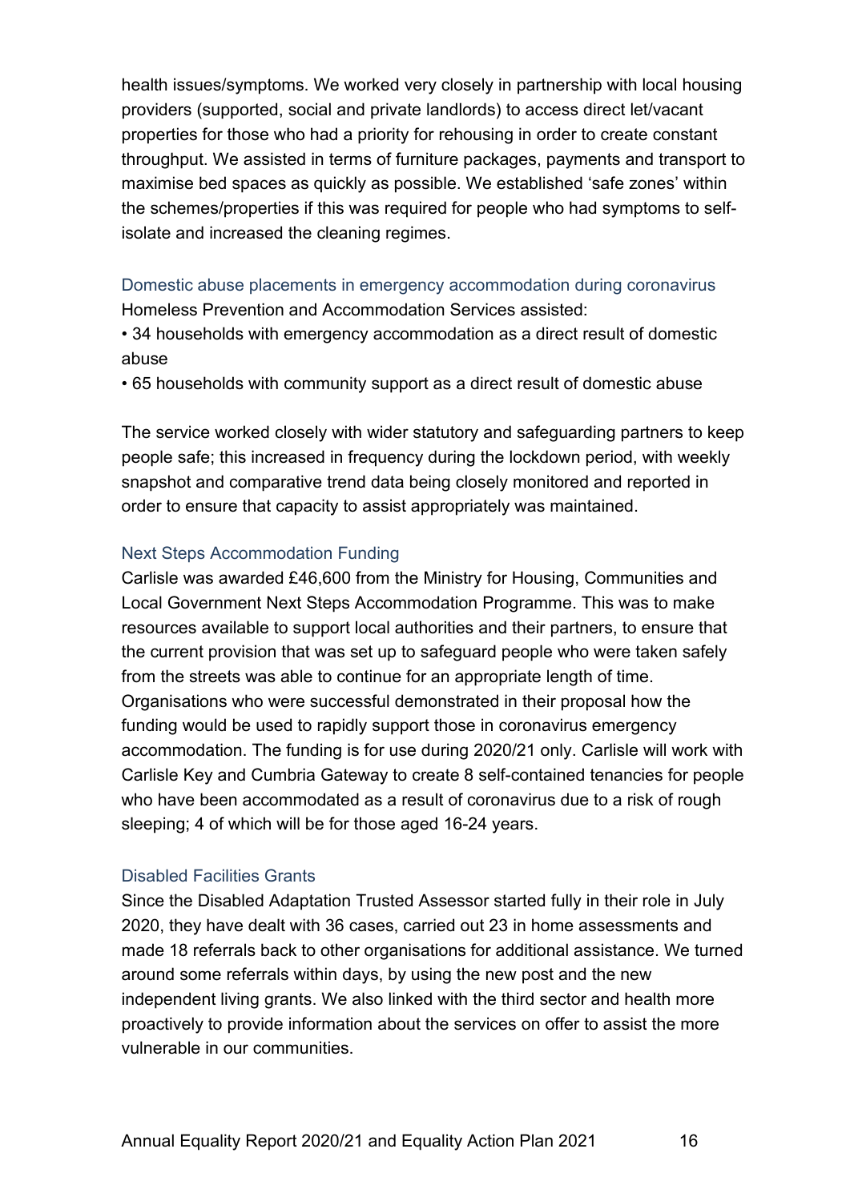health issues/symptoms. We worked very closely in partnership with local housing providers (supported, social and private landlords) to access direct let/vacant properties for those who had a priority for rehousing in order to create constant throughput. We assisted in terms of furniture packages, payments and transport to maximise bed spaces as quickly as possible. We established 'safe zones' within the schemes/properties if this was required for people who had symptoms to self-isolate and increased the cleaning regimes.

### Domestic abuse placements in emergency accommodation during coronavirus

Homeless Prevention and Accommodation Services assisted:

- 34 households with emergency accommodation as a direct result of domestic abuse
- 65 households with community support as a direct result of domestic abuse

The service worked closely with wider statutory and safeguarding partners to keep people safe; this increased in frequency during the lockdown period, with weekly snapshot and comparative trend data being closely monitored and reported in order to ensure that capacity to assist appropriately was maintained.

### Next Steps Accommodation Funding

Carlisle was awarded £46,600 from the Ministry for Housing, Communities and Local Government Next Steps Accommodation Programme. This was to make resources available to support local authorities and their partners, to ensure that the current provision that was set up to safeguard people who were taken safely from the streets was able to continue for an appropriate length of time. Organisations who were successful demonstrated in their proposal how the funding would be used to rapidly support those in coronavirus emergency accommodation. The funding is for use during 2020/21 only. Carlisle will work with Carlisle Key and Cumbria Gateway to create 8 self-contained tenancies for people who have been accommodated as a result of coronavirus due to a risk of rough sleeping; 4 of which will be for those aged 16-24 years.

### Disabled Facilities Grants

Since the Disabled Adaptation Trusted Assessor started fully in their role in July 2020, they have dealt with 36 cases, carried out 23 in home assessments and made 18 referrals back to other organisations for additional assistance. We turned around some referrals within days, by using the new post and the new independent living grants. We also linked with the third sector and health more proactively to provide information about the services on offer to assist the more vulnerable in our communities.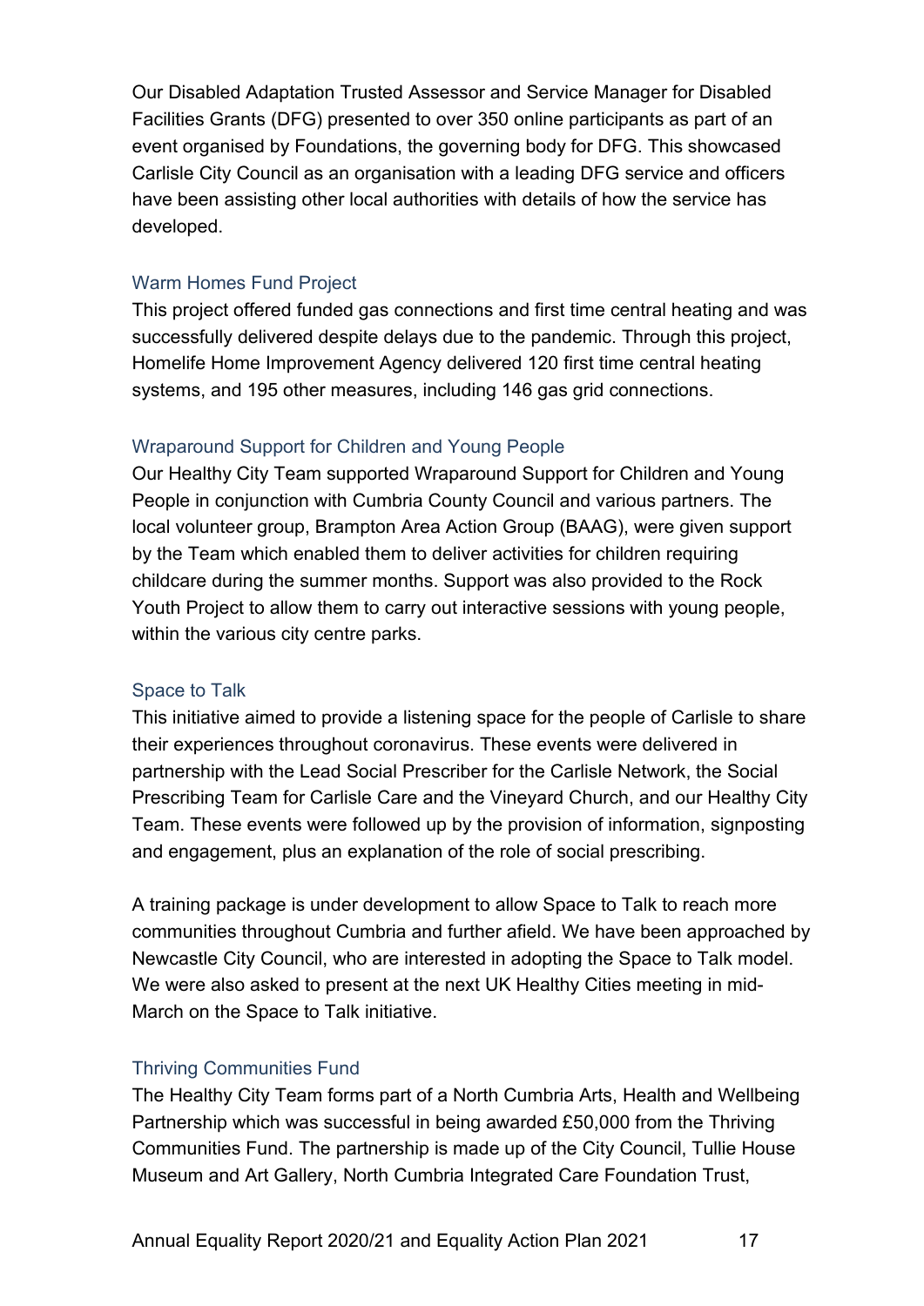Our Disabled Adaptation Trusted Assessor and Service Manager for Disabled Facilities Grants (DFG) presented to over 350 online participants as part of an event organised by Foundations, the governing body for DFG. This showcased Carlisle City Council as an organisation with a leading DFG service and officers have been assisting other local authorities with details of how the service has developed.

### Warm Homes Fund Project

This project offered funded gas connections and first time central heating and was successfully delivered despite delays due to the pandemic. Through this project, Homelife Home Improvement Agency delivered 120 first time central heating systems, and 195 other measures, including 146 gas grid connections.

### Wraparound Support for Children and Young People

Our Healthy City Team supported Wraparound Support for Children and Young People in conjunction with Cumbria County Council and various partners. The local volunteer group, Brampton Area Action Group (BAAG), were given support by the Team which enabled them to deliver activities for children requiring childcare during the summer months. Support was also provided to the Rock Youth Project to allow them to carry out interactive sessions with young people, within the various city centre parks.

### Space to Talk

This initiative aimed to provide a listening space for the people of Carlisle to share their experiences throughout coronavirus. These events were delivered in partnership with the Lead Social Prescriber for the Carlisle Network, the Social Prescribing Team for Carlisle Care and the Vineyard Church, and our Healthy City Team. These events were followed up by the provision of information, signposting and engagement, plus an explanation of the role of social prescribing.

A training package is under development to allow Space to Talk to reach more communities throughout Cumbria and further afield. We have been approached by Newcastle City Council, who are interested in adopting the Space to Talk model. We were also asked to present at the next UK Healthy Cities meeting in mid-March on the Space to Talk initiative.

### Thriving Communities Fund

The Healthy City Team forms part of a North Cumbria Arts, Health and Wellbeing Partnership which was successful in being awarded £50,000 from the Thriving Communities Fund. The partnership is made up of the City Council, Tullie House Museum and Art Gallery, North Cumbria Integrated Care Foundation Trust,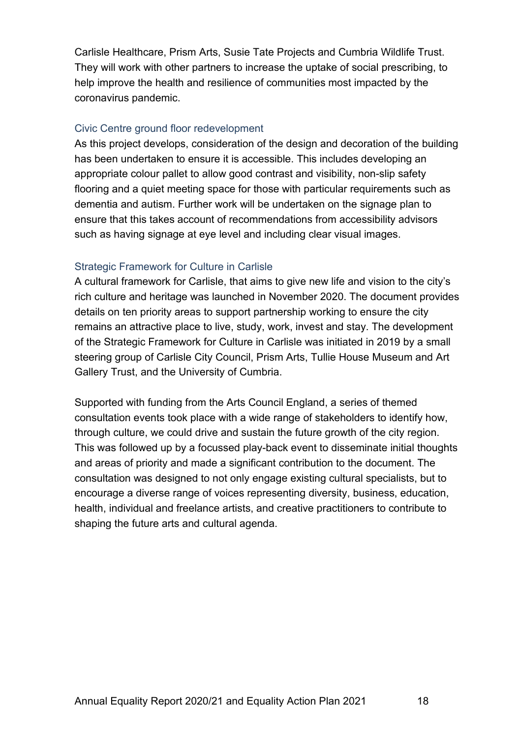Carlisle Healthcare, Prism Arts, Susie Tate Projects and Cumbria Wildlife Trust. They will work with other partners to increase the uptake of social prescribing, to help improve the health and resilience of communities most impacted by the coronavirus pandemic.

### Civic Centre ground floor redevelopment

As this project develops, consideration of the design and decoration of the building has been undertaken to ensure it is accessible. This includes developing an appropriate colour pallet to allow good contrast and visibility, non-slip safety flooring and a quiet meeting space for those with particular requirements such as dementia and autism. Further work will be undertaken on the signage plan to ensure that this takes account of recommendations from accessibility advisors such as having signage at eye level and including clear visual images.

### Strategic Framework for Culture in Carlisle

A cultural framework for Carlisle, that aims to give new life and vision to the city's rich culture and heritage was launched in November 2020. The document provides details on ten priority areas to support partnership working to ensure the city remains an attractive place to live, study, work, invest and stay. The development of the Strategic Framework for Culture in Carlisle was initiated in 2019 by a small steering group of Carlisle City Council, Prism Arts, Tullie House Museum and Art Gallery Trust, and the University of Cumbria.

Supported with funding from the Arts Council England, a series of themed consultation events took place with a wide range of stakeholders to identify how, through culture, we could drive and sustain the future growth of the city region. This was followed up by a focussed play-back event to disseminate initial thoughts and areas of priority and made a significant contribution to the document. The consultation was designed to not only engage existing cultural specialists, but to encourage a diverse range of voices representing diversity, business, education, health, individual and freelance artists, and creative practitioners to contribute to shaping the future arts and cultural agenda.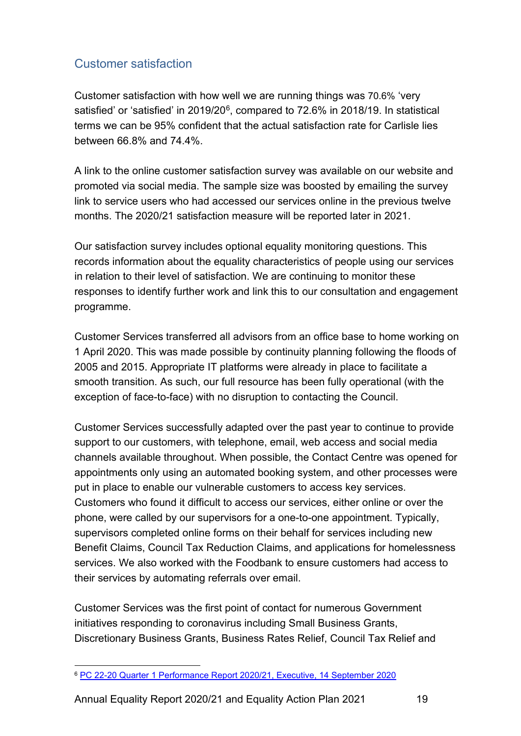## Customer satisfaction

Customer satisfaction with how well we are running things was 70.6% 'very satisfied' or 'satisfied' in 2019/20[6], compared to 72.6% in 2018/19. In statistical terms we can be 95% confident that the actual satisfaction rate for Carlisle lies between 66.8% and 74.4%.

A link to the online customer satisfaction survey was available on our website and promoted via social media. The sample size was boosted by emailing the survey link to service users who had accessed our services online in the previous twelve months. The 2020/21 satisfaction measure will be reported later in 2021.

Our satisfaction survey includes optional equality monitoring questions. This records information about the equality characteristics of people using our services in relation to their level of satisfaction. We are continuing to monitor these responses to identify further work and link this to our consultation and engagement programme.

Customer Services transferred all advisors from an office base to home working on 1 April 2020. This was made possible by continuity planning following the floods of 2005 and 2015. Appropriate IT platforms were already in place to facilitate a smooth transition. As such, our full resource has been fully operational (with the exception of face-to-face) with no disruption to contacting the Council.

Customer Services successfully adapted over the past year to continue to provide support to our customers, with telephone, email, web access and social media channels available throughout. When possible, the Contact Centre was opened for appointments only using an automated booking system, and other processes were put in place to enable our vulnerable customers to access key services. Customers who found it difficult to access our services, either online or over the phone, were called by our supervisors for a one-to-one appointment. Typically, supervisors completed online forms on their behalf for services including new Benefit Claims, Council Tax Reduction Claims, and applications for homelessness services. We also worked with the Foodbank to ensure customers had access to their services by automating referrals over email.

Customer Services was the first point of contact for numerous Government initiatives responding to coronavirus including Small Business Grants, Discretionary Business Grants, Business Rates Relief, Council Tax Relief and

---

[6] PC 22-20 Quarter 1 Performance Report 2020/21, Executive, 14 September 2020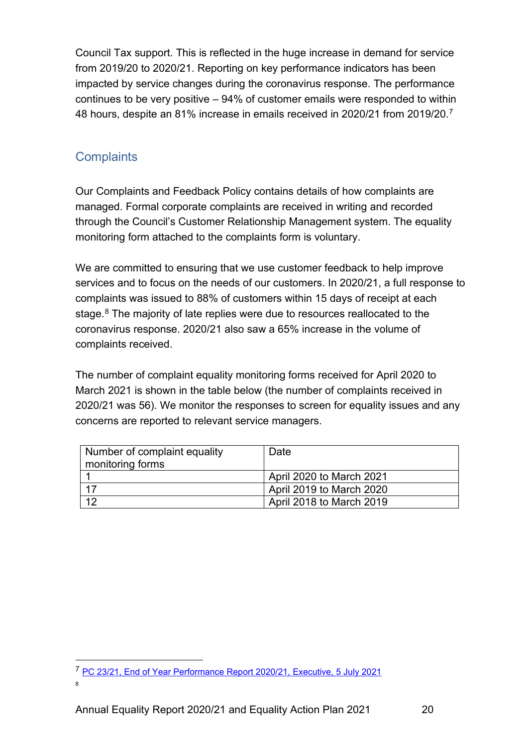Council Tax support. This is reflected in the huge increase in demand for service from 2019/20 to 2020/21. Reporting on key performance indicators has been impacted by service changes during the coronavirus response. The performance continues to be very positive – 94% of customer emails were responded to within 48 hours, despite an 81% increase in emails received in 2020/21 from 2019/20.[7]

## Complaints

Our Complaints and Feedback Policy contains details of how complaints are managed. Formal corporate complaints are received in writing and recorded through the Council's Customer Relationship Management system. The equality monitoring form attached to the complaints form is voluntary.

We are committed to ensuring that we use customer feedback to help improve services and to focus on the needs of our customers. In 2020/21, a full response to complaints was issued to 88% of customers within 15 days of receipt at each stage.[8] The majority of late replies were due to resources reallocated to the coronavirus response. 2020/21 also saw a 65% increase in the volume of complaints received.

The number of complaint equality monitoring forms received for April 2020 to March 2021 is shown in the table below (the number of complaints received in 2020/21 was 56). We monitor the responses to screen for equality issues and any concerns are reported to relevant service managers.

| Number of complaint equality monitoring forms | Date |
|---|---|
| 1 | April 2020 to March 2021 |
| 17 | April 2019 to March 2020 |
| 12 | April 2018 to March 2019 |

[7] PC 23/21, End of Year Performance Report 2020/21, Executive, 5 July 2021

[8]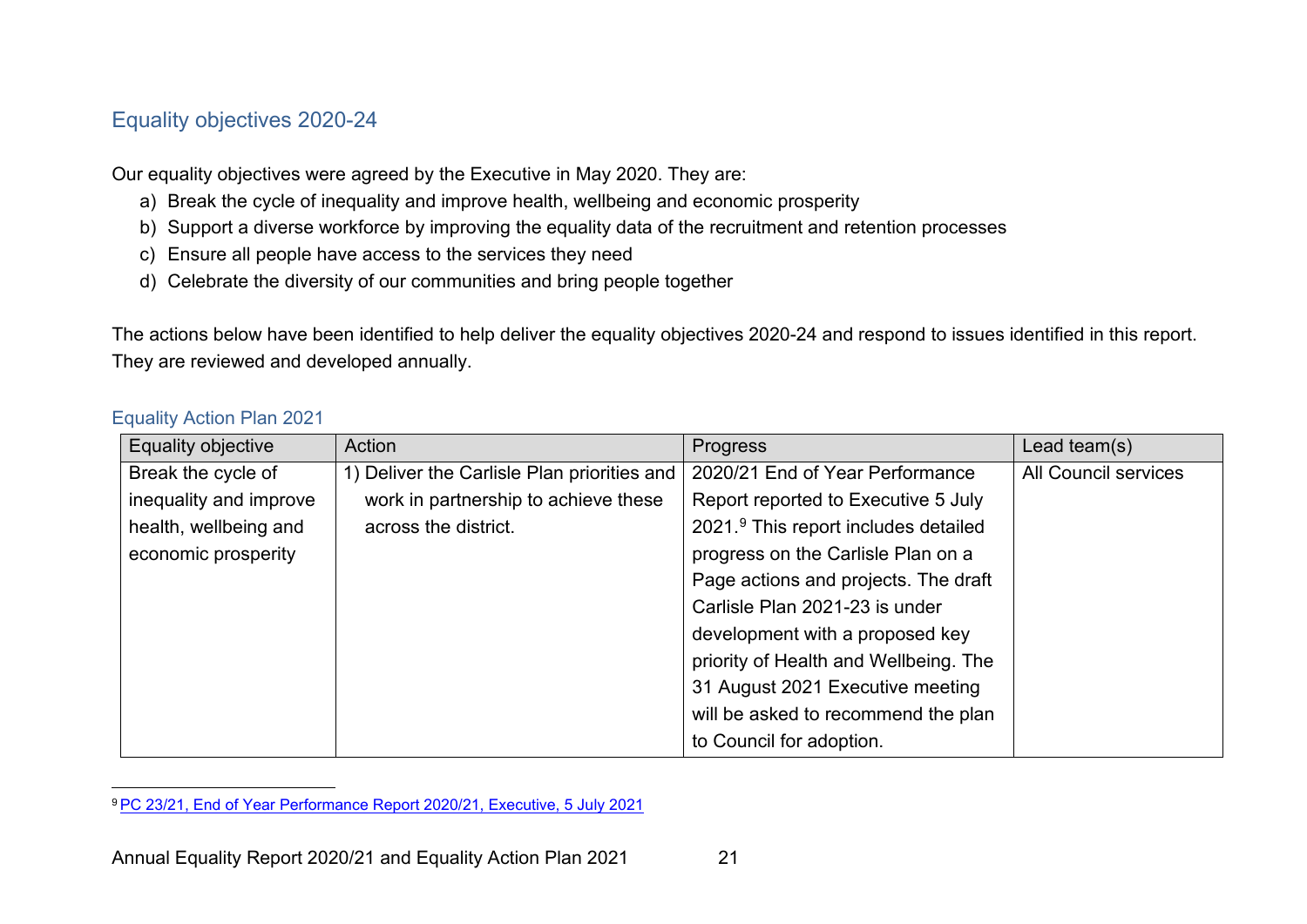## Equality objectives 2020-24

Our equality objectives were agreed by the Executive in May 2020. They are:

a) Break the cycle of inequality and improve health, wellbeing and economic prosperity
b) Support a diverse workforce by improving the equality data of the recruitment and retention processes
c) Ensure all people have access to the services they need
d) Celebrate the diversity of our communities and bring people together

The actions below have been identified to help deliver the equality objectives 2020-24 and respond to issues identified in this report. They are reviewed and developed annually.

### Equality Action Plan 2021

| Equality objective | Action | Progress | Lead team(s) |
|---|---|---|---|
| Break the cycle of inequality and improve health, wellbeing and economic prosperity | 1) Deliver the Carlisle Plan priorities and work in partnership to achieve these across the district. | 2020/21 End of Year Performance Report reported to Executive 5 July 2021.[9] This report includes detailed progress on the Carlisle Plan on a Page actions and projects. The draft Carlisle Plan 2021-23 is under development with a proposed key priority of Health and Wellbeing. The 31 August 2021 Executive meeting will be asked to recommend the plan to Council for adoption. | All Council services |

[9] PC 23/21, End of Year Performance Report 2020/21, Executive, 5 July 2021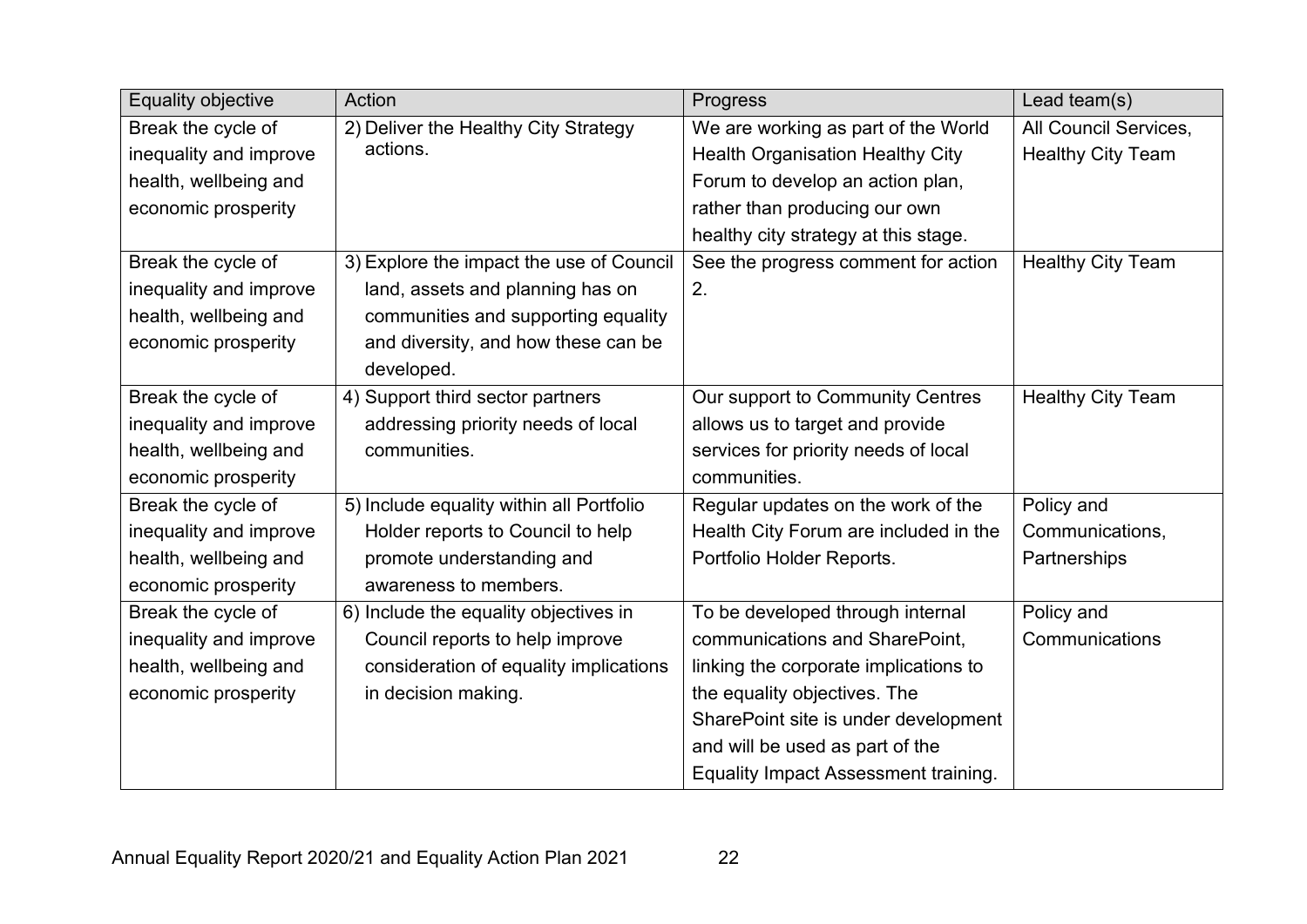| Equality objective | Action | Progress | Lead team(s) |
|---|---|---|---|
| Break the cycle of inequality and improve health, wellbeing and economic prosperity | 2) Deliver the Healthy City Strategy actions. | We are working as part of the World Health Organisation Healthy City Forum to develop an action plan, rather than producing our own healthy city strategy at this stage. | All Council Services, Healthy City Team |
| Break the cycle of inequality and improve health, wellbeing and economic prosperity | 3) Explore the impact the use of Council land, assets and planning has on communities and supporting equality and diversity, and how these can be developed. | See the progress comment for action 2. | Healthy City Team |
| Break the cycle of inequality and improve health, wellbeing and economic prosperity | 4) Support third sector partners addressing priority needs of local communities. | Our support to Community Centres allows us to target and provide services for priority needs of local communities. | Healthy City Team |
| Break the cycle of inequality and improve health, wellbeing and economic prosperity | 5) Include equality within all Portfolio Holder reports to Council to help promote understanding and awareness to members. | Regular updates on the work of the Health City Forum are included in the Portfolio Holder Reports. | Policy and Communications, Partnerships |
| Break the cycle of inequality and improve health, wellbeing and economic prosperity | 6) Include the equality objectives in Council reports to help improve consideration of equality implications in decision making. | To be developed through internal communications and SharePoint, linking the corporate implications to the equality objectives. The SharePoint site is under development and will be used as part of the Equality Impact Assessment training. | Policy and Communications |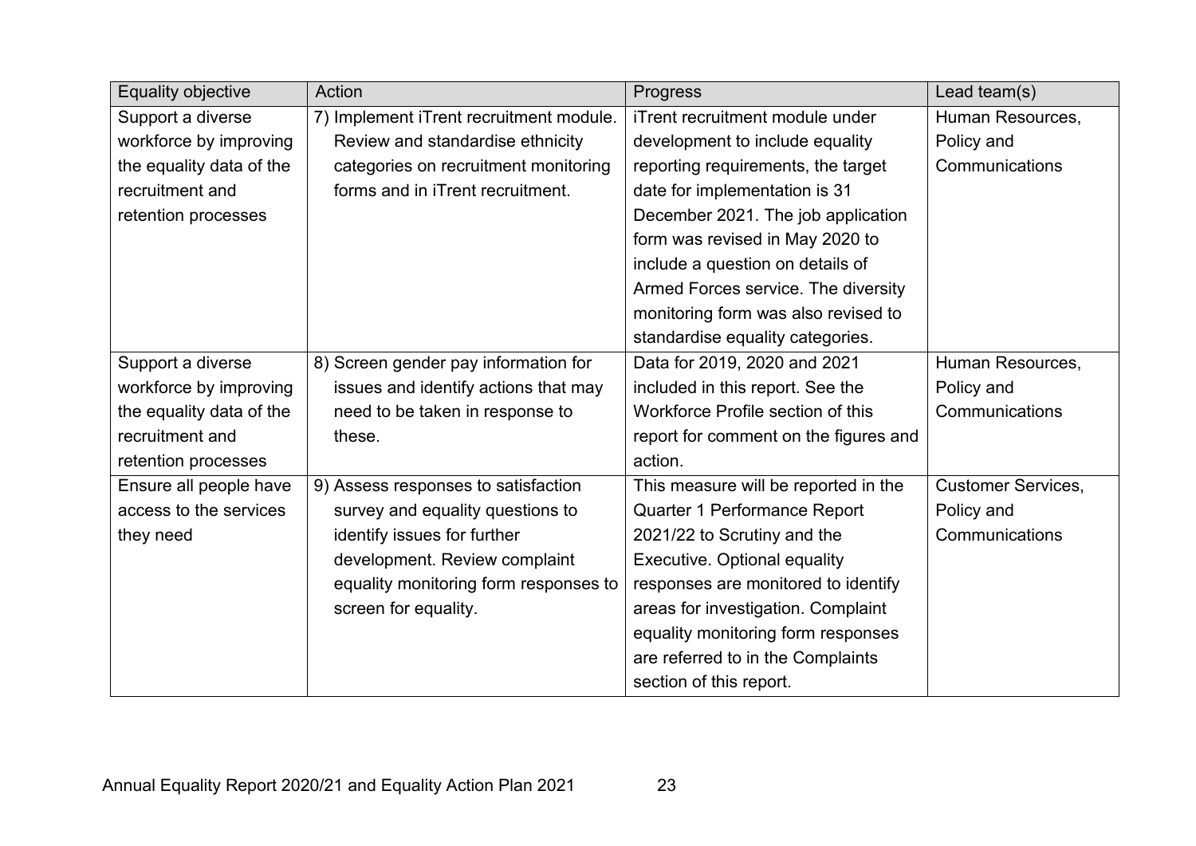| Equality objective | Action | Progress | Lead team(s) |
|---|---|---|---|
| Support a diverse workforce by improving the equality data of the recruitment and retention processes | 7) Implement iTrent recruitment module. Review and standardise ethnicity categories on recruitment monitoring forms and in iTrent recruitment. | iTrent recruitment module under development to include equality reporting requirements, the target date for implementation is 31 December 2021. The job application form was revised in May 2020 to include a question on details of Armed Forces service. The diversity monitoring form was also revised to standardise equality categories. | Human Resources, Policy and Communications |
| Support a diverse workforce by improving the equality data of the recruitment and retention processes | 8) Screen gender pay information for issues and identify actions that may need to be taken in response to these. | Data for 2019, 2020 and 2021 included in this report. See the Workforce Profile section of this report for comment on the figures and action. | Human Resources, Policy and Communications |
| Ensure all people have access to the services they need | 9) Assess responses to satisfaction survey and equality questions to identify issues for further development. Review complaint equality monitoring form responses to screen for equality. | This measure will be reported in the Quarter 1 Performance Report 2021/22 to Scrutiny and the Executive. Optional equality responses are monitored to identify areas for investigation. Complaint equality monitoring form responses are referred to in the Complaints section of this report. | Customer Services, Policy and Communications |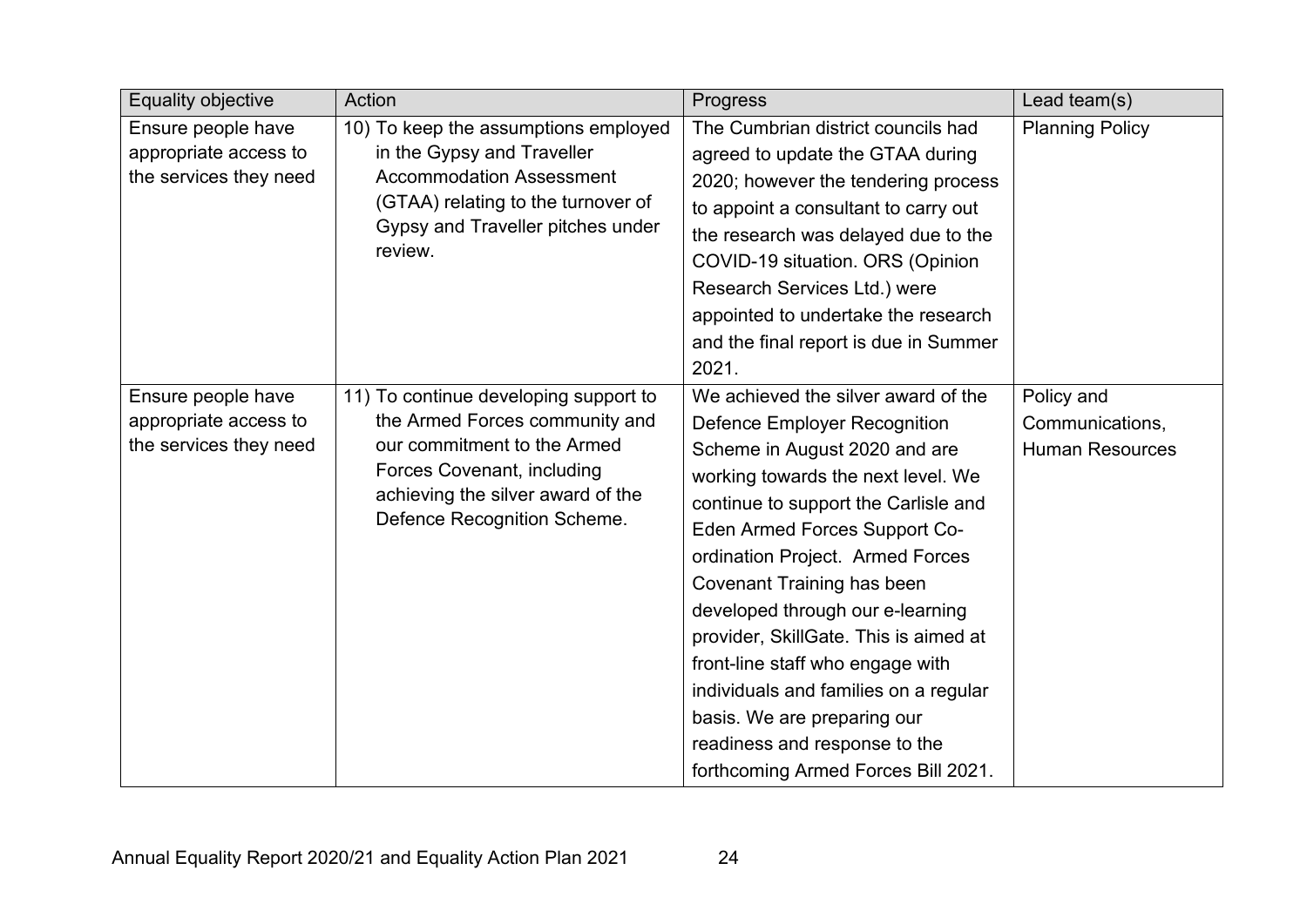| Equality objective | Action | Progress | Lead team(s) |
|---|---|---|---|
| Ensure people have appropriate access to the services they need | 10) To keep the assumptions employed in the Gypsy and Traveller Accommodation Assessment (GTAA) relating to the turnover of Gypsy and Traveller pitches under review. | The Cumbrian district councils had agreed to update the GTAA during 2020; however the tendering process to appoint a consultant to carry out the research was delayed due to the COVID-19 situation. ORS (Opinion Research Services Ltd.) were appointed to undertake the research and the final report is due in Summer 2021. | Planning Policy |
| Ensure people have appropriate access to the services they need | 11) To continue developing support to the Armed Forces community and our commitment to the Armed Forces Covenant, including achieving the silver award of the Defence Recognition Scheme. | We achieved the silver award of the Defence Employer Recognition Scheme in August 2020 and are working towards the next level. We continue to support the Carlisle and Eden Armed Forces Support Co-ordination Project. Armed Forces Covenant Training has been developed through our e-learning provider, SkillGate. This is aimed at front-line staff who engage with individuals and families on a regular basis. We are preparing our readiness and response to the forthcoming Armed Forces Bill 2021. | Policy and Communications, Human Resources |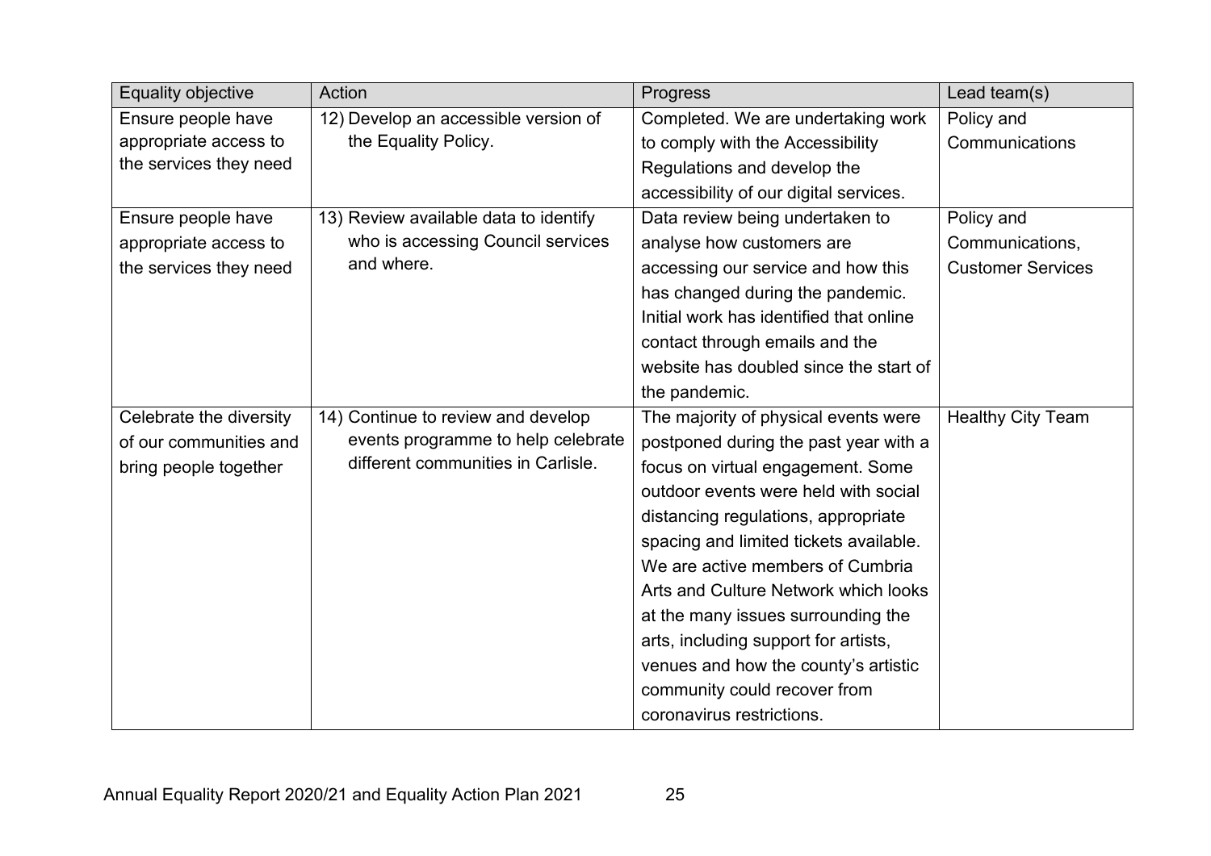| Equality objective | Action | Progress | Lead team(s) |
| --- | --- | --- | --- |
| Ensure people have appropriate access to the services they need | 12) Develop an accessible version of the Equality Policy. | Completed. We are undertaking work to comply with the Accessibility Regulations and develop the accessibility of our digital services. | Policy and Communications |
| Ensure people have appropriate access to the services they need | 13) Review available data to identify who is accessing Council services and where. | Data review being undertaken to analyse how customers are accessing our service and how this has changed during the pandemic. Initial work has identified that online contact through emails and the website has doubled since the start of the pandemic. | Policy and Communications, Customer Services |
| Celebrate the diversity of our communities and bring people together | 14) Continue to review and develop events programme to help celebrate different communities in Carlisle. | The majority of physical events were postponed during the past year with a focus on virtual engagement. Some outdoor events were held with social distancing regulations, appropriate spacing and limited tickets available. We are active members of Cumbria Arts and Culture Network which looks at the many issues surrounding the arts, including support for artists, venues and how the county's artistic community could recover from coronavirus restrictions. | Healthy City Team |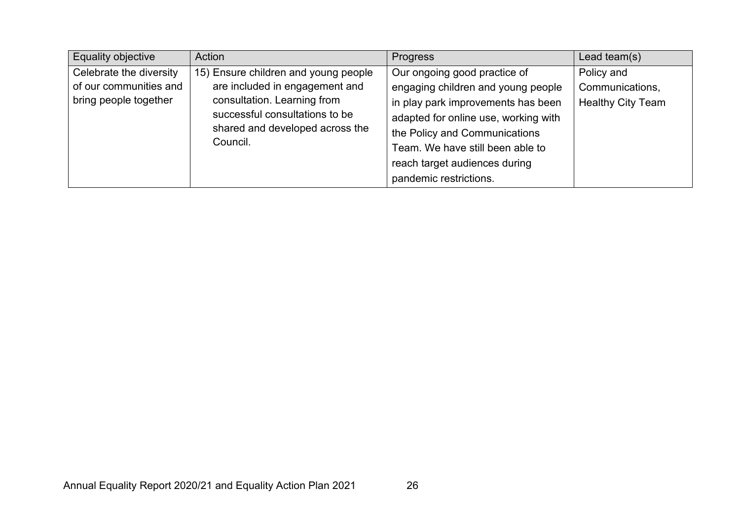| Equality objective | Action | Progress | Lead team(s) |
| --- | --- | --- | --- |
| Celebrate the diversity of our communities and bring people together | 15) Ensure children and young people are included in engagement and consultation. Learning from successful consultations to be shared and developed across the Council. | Our ongoing good practice of engaging children and young people in play park improvements has been adapted for online use, working with the Policy and Communications Team. We have still been able to reach target audiences during pandemic restrictions. | Policy and Communications, Healthy City Team |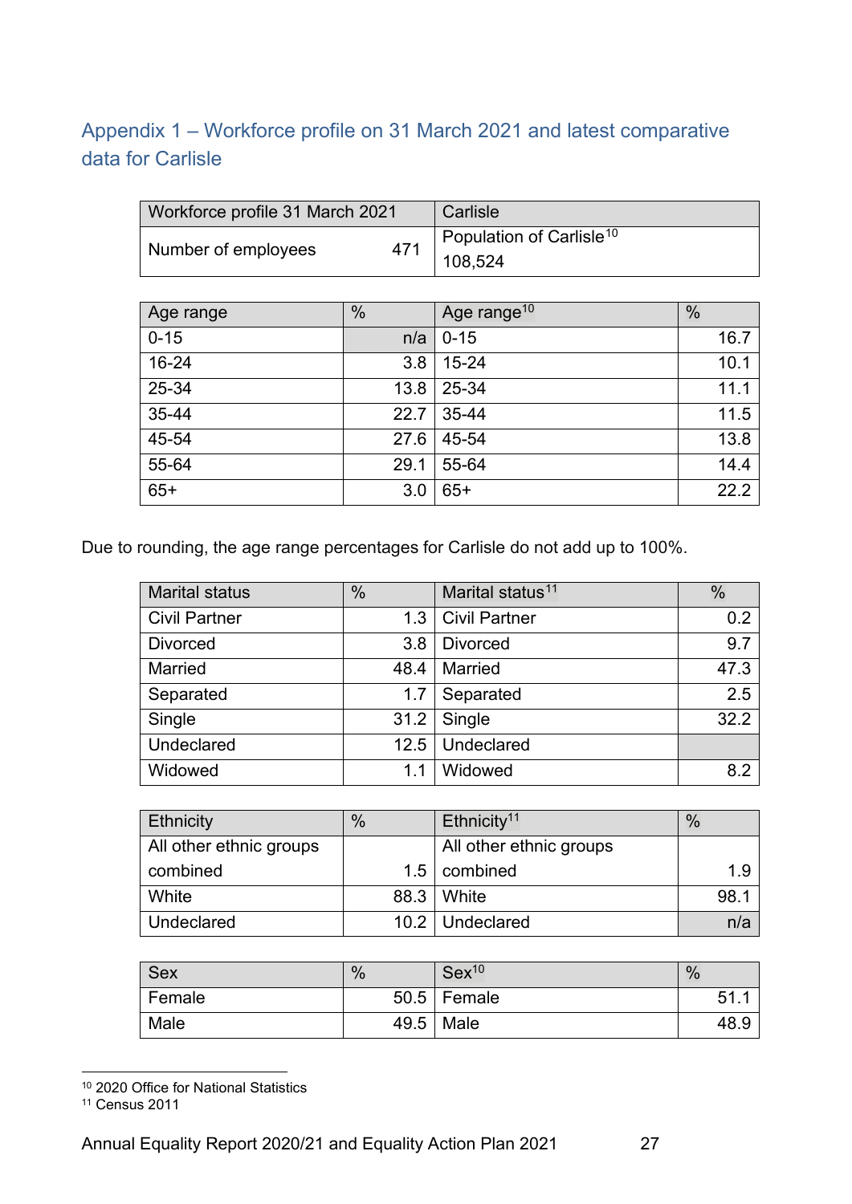## Appendix 1 – Workforce profile on 31 March 2021 and latest comparative data for Carlisle

| Workforce profile 31 March 2021 | | Carlisle |
|---|---|---|
| Number of employees | 471 | Population of Carlisle[10] 108,524 |

| Age range | % | Age range[10] | % |
|---|---|---|---|
| 0-15 | n/a | 0-15 | 16.7 |
| 16-24 | 3.8 | 15-24 | 10.1 |
| 25-34 | 13.8 | 25-34 | 11.1 |
| 35-44 | 22.7 | 35-44 | 11.5 |
| 45-54 | 27.6 | 45-54 | 13.8 |
| 55-64 | 29.1 | 55-64 | 14.4 |
| 65+ | 3.0 | 65+ | 22.2 |

Due to rounding, the age range percentages for Carlisle do not add up to 100%.

| Marital status | % | Marital status[11] | % |
|---|---|---|---|
| Civil Partner | 1.3 | Civil Partner | 0.2 |
| Divorced | 3.8 | Divorced | 9.7 |
| Married | 48.4 | Married | 47.3 |
| Separated | 1.7 | Separated | 2.5 |
| Single | 31.2 | Single | 32.2 |
| Undeclared | 12.5 | Undeclared | |
| Widowed | 1.1 | Widowed | 8.2 |

| Ethnicity | % | Ethnicity[11] | % |
|---|---|---|---|
| All other ethnic groups combined | 1.5 | All other ethnic groups combined | 1.9 |
| White | 88.3 | White | 98.1 |
| Undeclared | 10.2 | Undeclared | n/a |

| Sex | % | Sex[10] | % |
|---|---|---|---|
| Female | 50.5 | Female | 51.1 |
| Male | 49.5 | Male | 48.9 |

[10] 2020 Office for National Statistics
[11] Census 2011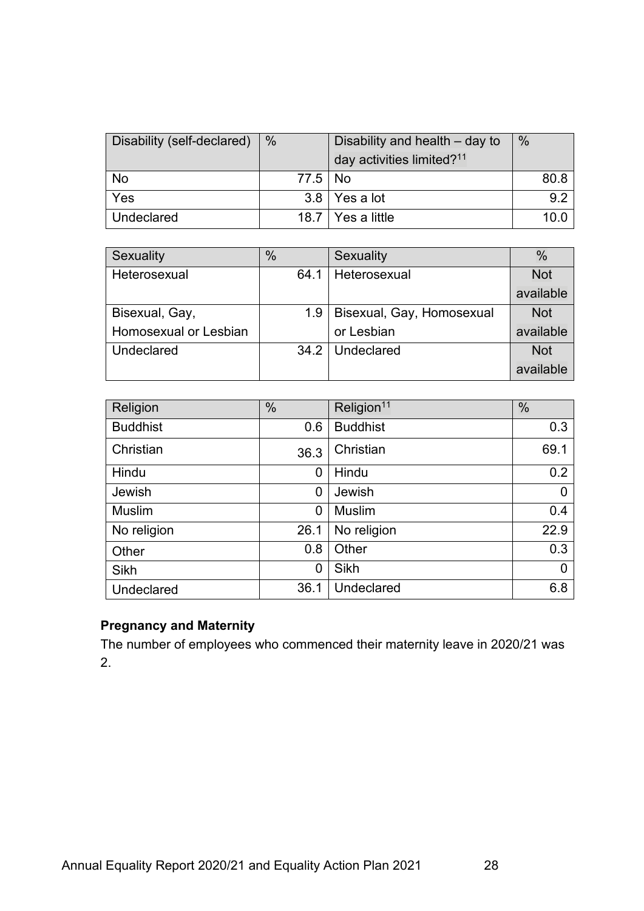| Disability (self-declared) | % | Disability and health – day to day activities limited?[11] | % |
|---|---|---|---|
| No | 77.5 | No | 80.8 |
| Yes | 3.8 | Yes a lot | 9.2 |
| Undeclared | 18.7 | Yes a little | 10.0 |

| Sexuality | % | Sexuality | % |
|---|---|---|---|
| Heterosexual | 64.1 | Heterosexual | Not available |
| Bisexual, Gay, Homosexual or Lesbian | 1.9 | Bisexual, Gay, Homosexual or Lesbian | Not available |
| Undeclared | 34.2 | Undeclared | Not available |

| Religion | % | Religion[11] | % |
|---|---|---|---|
| Buddhist | 0.6 | Buddhist | 0.3 |
| Christian | 36.3 | Christian | 69.1 |
| Hindu | 0 | Hindu | 0.2 |
| Jewish | 0 | Jewish | 0 |
| Muslim | 0 | Muslim | 0.4 |
| No religion | 26.1 | No religion | 22.9 |
| Other | 0.8 | Other | 0.3 |
| Sikh | 0 | Sikh | 0 |
| Undeclared | 36.1 | Undeclared | 6.8 |

**Pregnancy and Maternity**

The number of employees who commenced their maternity leave in 2020/21 was 2.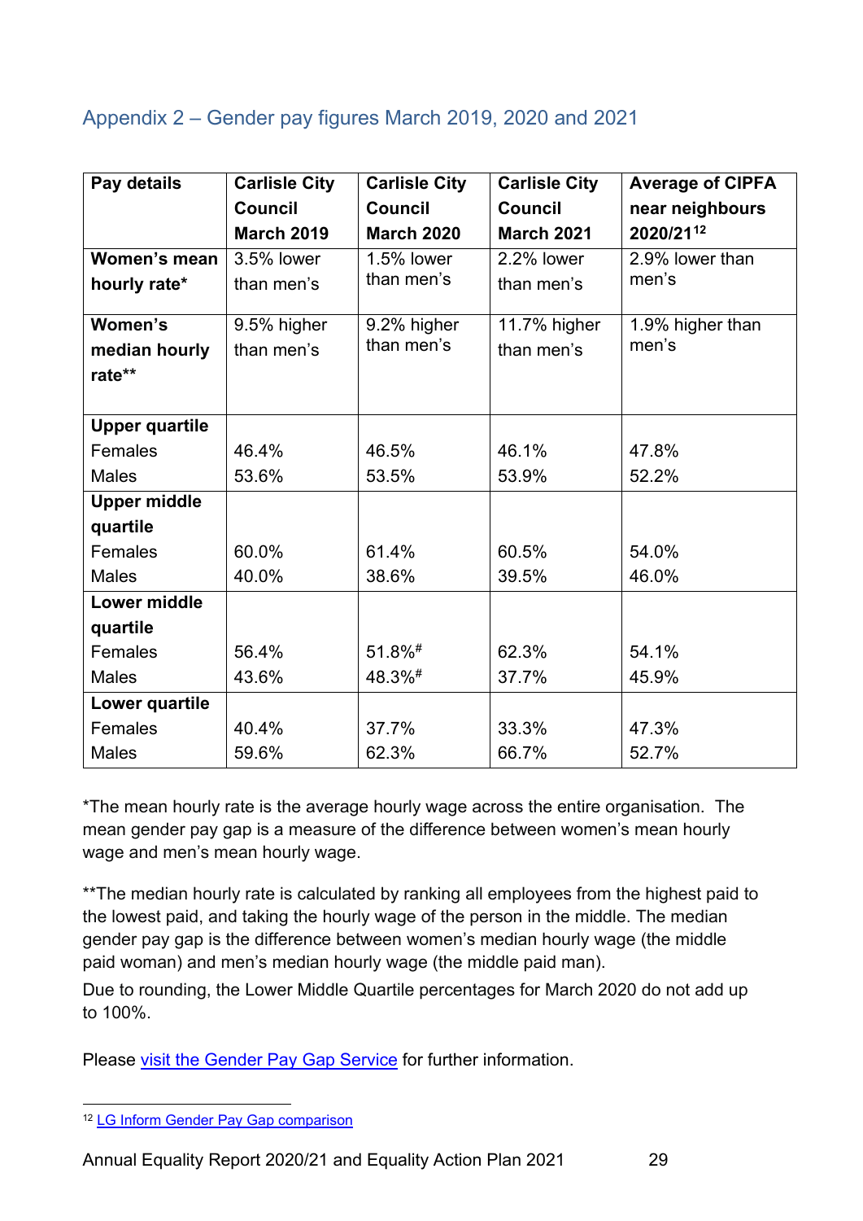## Appendix 2 – Gender pay figures March 2019, 2020 and 2021

| Pay details | Carlisle City Council March 2019 | Carlisle City Council March 2020 | Carlisle City Council March 2021 | Average of CIPFA near neighbours 2020/21[12] |
|---|---|---|---|---|
| **Women's mean hourly rate*** | 3.5% lower than men's | 1.5% lower than men's | 2.2% lower than men's | 2.9% lower than men's |
| **Women's median hourly rate**** | 9.5% higher than men's | 9.2% higher than men's | 11.7% higher than men's | 1.9% higher than men's |
| **Upper quartile** | | | | |
| Females | 46.4% | 46.5% | 46.1% | 47.8% |
| Males | 53.6% | 53.5% | 53.9% | 52.2% |
| **Upper middle quartile** | | | | |
| Females | 60.0% | 61.4% | 60.5% | 54.0% |
| Males | 40.0% | 38.6% | 39.5% | 46.0% |
| **Lower middle quartile** | | | | |
| Females | 56.4% | 51.8%# | 62.3% | 54.1% |
| Males | 43.6% | 48.3%# | 37.7% | 45.9% |
| **Lower quartile** | | | | |
| Females | 40.4% | 37.7% | 33.3% | 47.3% |
| Males | 59.6% | 62.3% | 66.7% | 52.7% |

*The mean hourly rate is the average hourly wage across the entire organisation. The mean gender pay gap is a measure of the difference between women's mean hourly wage and men's mean hourly wage.

**The median hourly rate is calculated by ranking all employees from the highest paid to the lowest paid, and taking the hourly wage of the person in the middle. The median gender pay gap is the difference between women's median hourly wage (the middle paid woman) and men's median hourly wage (the middle paid man).

Due to rounding, the Lower Middle Quartile percentages for March 2020 do not add up to 100%.

Please visit the Gender Pay Gap Service for further information.

[12] LG Inform Gender Pay Gap comparison